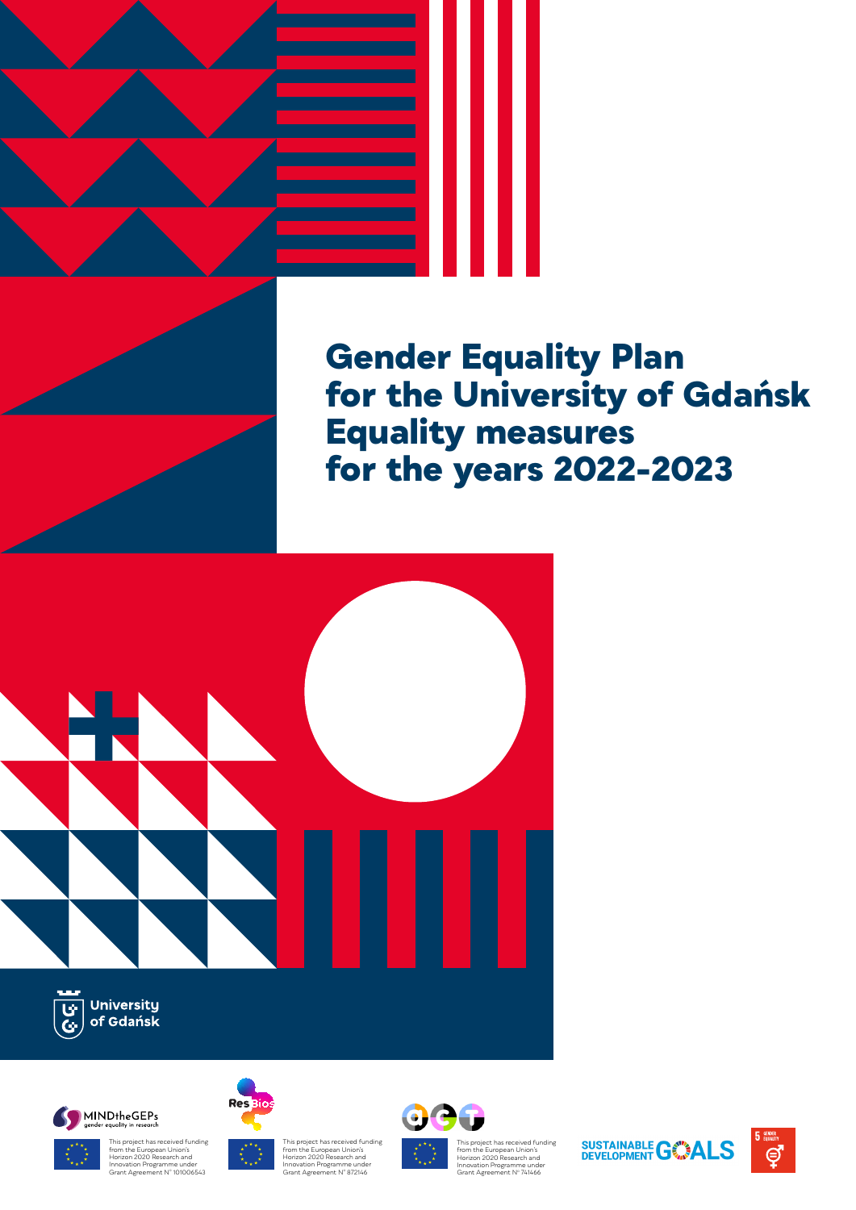# Gender Equality Plan for the University of Gdańsk Equality measures for the years 2022-2023

University of Gdańsk

MINDtheGEPs
gender equality in research

This project has received funding from the European Union's Horizon 2020 Research and Innovation Programme under Grant Agreement N° 101006543

ResBios

This project has received funding from the European Union's Horizon 2020 Research and Innovation Programme under Grant Agreement N° 872146

GET

This project has received funding from the European Union's Horizon 2020 Research and Innovation Programme under Grant Agreement N° 741466

SUSTAINABLE DEVELOPMENT GOALS

5 GENDER EQUALITY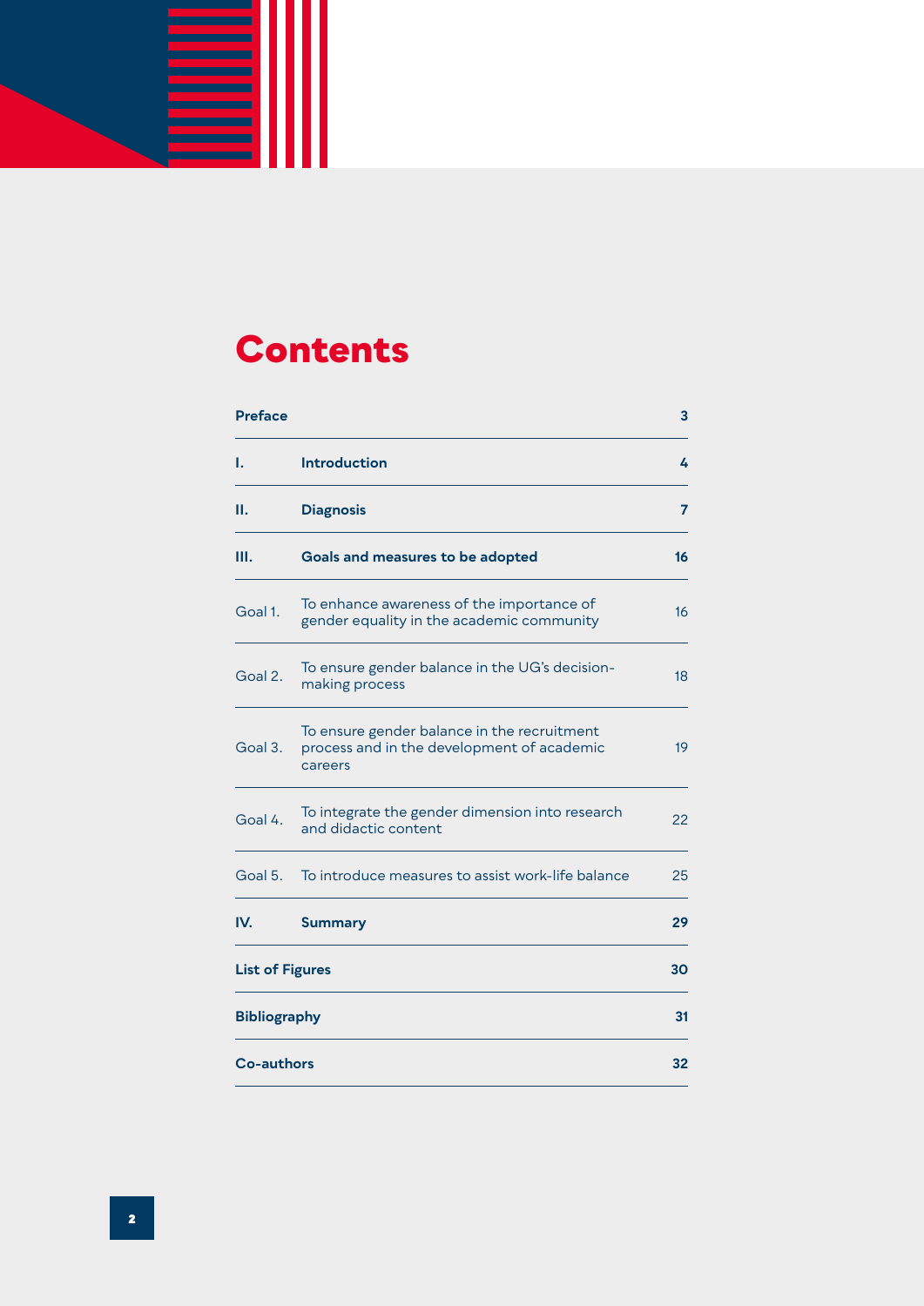# Contents

| | | |
|---|---|---|
| **Preface** | | **3** |
| **I.** | **Introduction** | **4** |
| **II.** | **Diagnosis** | **7** |
| **III.** | **Goals and measures to be adopted** | **16** |
| Goal 1. | To enhance awareness of the importance of gender equality in the academic community | 16 |
| Goal 2. | To ensure gender balance in the UG's decision-making process | 18 |
| Goal 3. | To ensure gender balance in the recruitment process and in the development of academic careers | 19 |
| Goal 4. | To integrate the gender dimension into research and didactic content | 22 |
| Goal 5. | To introduce measures to assist work-life balance | 25 |
| **IV.** | **Summary** | **29** |
| **List of Figures** | | **30** |
| **Bibliography** | | **31** |
| **Co-authors** | | **32** |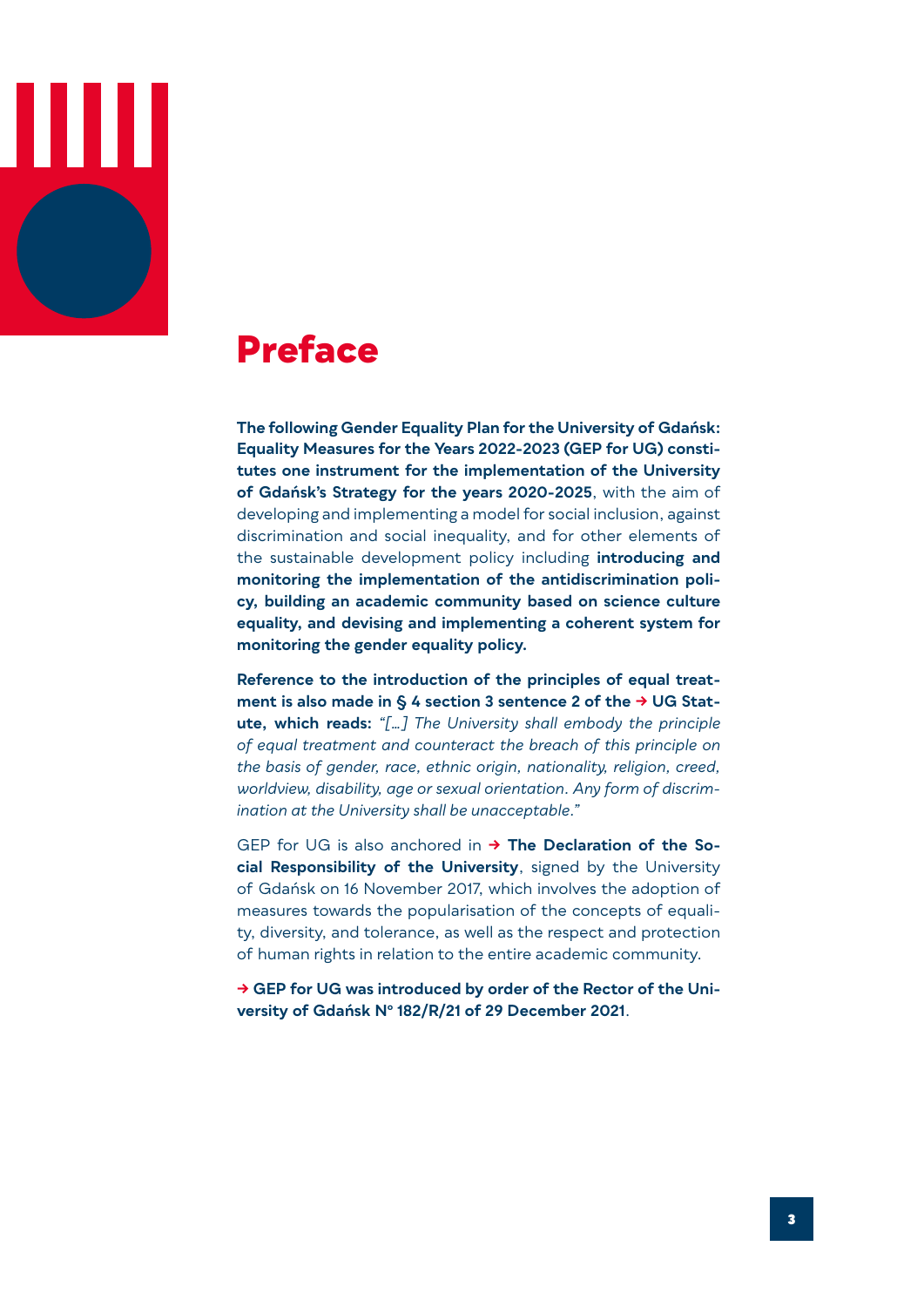# Preface

**The following Gender Equality Plan for the University of Gdańsk: Equality Measures for the Years 2022-2023 (GEP for UG) constitutes one instrument for the implementation of the University of Gdańsk's Strategy for the years 2020-2025**, with the aim of developing and implementing a model for social inclusion, against discrimination and social inequality, and for other elements of the sustainable development policy including **introducing and monitoring the implementation of the antidiscrimination policy, building an academic community based on science culture equality, and devising and implementing a coherent system for monitoring the gender equality policy.**

**Reference to the introduction of the principles of equal treatment is also made in § 4 section 3 sentence 2 of the → UG Statute, which reads:** *"[…] The University shall embody the principle of equal treatment and counteract the breach of this principle on the basis of gender, race, ethnic origin, nationality, religion, creed, worldview, disability, age or sexual orientation. Any form of discrimination at the University shall be unacceptable."*

GEP for UG is also anchored in → **The Declaration of the Social Responsibility of the University**, signed by the University of Gdańsk on 16 November 2017, which involves the adoption of measures towards the popularisation of the concepts of equality, diversity, and tolerance, as well as the respect and protection of human rights in relation to the entire academic community.

**→ GEP for UG was introduced by order of the Rector of the University of Gdańsk N° 182/R/21 of 29 December 2021**.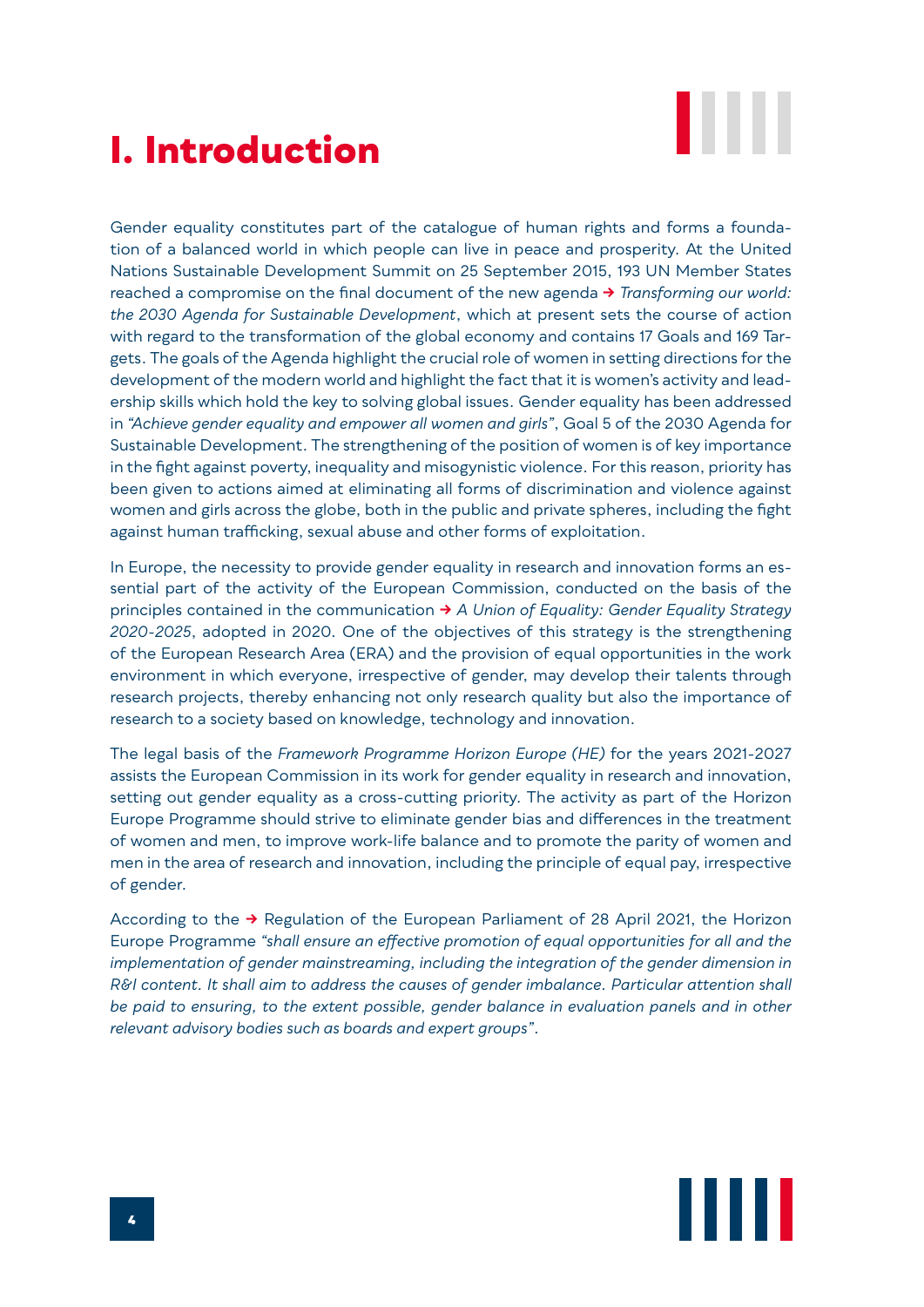# I. Introduction

Gender equality constitutes part of the catalogue of human rights and forms a foundation of a balanced world in which people can live in peace and prosperity. At the United Nations Sustainable Development Summit on 25 September 2015, 193 UN Member States reached a compromise on the final document of the new agenda ➔ *Transforming our world: the 2030 Agenda for Sustainable Development*, which at present sets the course of action with regard to the transformation of the global economy and contains 17 Goals and 169 Targets. The goals of the Agenda highlight the crucial role of women in setting directions for the development of the modern world and highlight the fact that it is women's activity and leadership skills which hold the key to solving global issues. Gender equality has been addressed in *"Achieve gender equality and empower all women and girls"*, Goal 5 of the 2030 Agenda for Sustainable Development. The strengthening of the position of women is of key importance in the fight against poverty, inequality and misogynistic violence. For this reason, priority has been given to actions aimed at eliminating all forms of discrimination and violence against women and girls across the globe, both in the public and private spheres, including the fight against human trafficking, sexual abuse and other forms of exploitation.

In Europe, the necessity to provide gender equality in research and innovation forms an essential part of the activity of the European Commission, conducted on the basis of the principles contained in the communication ➔ *A Union of Equality: Gender Equality Strategy 2020-2025*, adopted in 2020. One of the objectives of this strategy is the strengthening of the European Research Area (ERA) and the provision of equal opportunities in the work environment in which everyone, irrespective of gender, may develop their talents through research projects, thereby enhancing not only research quality but also the importance of research to a society based on knowledge, technology and innovation.

The legal basis of the *Framework Programme Horizon Europe (HE)* for the years 2021-2027 assists the European Commission in its work for gender equality in research and innovation, setting out gender equality as a cross-cutting priority. The activity as part of the Horizon Europe Programme should strive to eliminate gender bias and differences in the treatment of women and men, to improve work-life balance and to promote the parity of women and men in the area of research and innovation, including the principle of equal pay, irrespective of gender.

According to the ➔ Regulation of the European Parliament of 28 April 2021, the Horizon Europe Programme *"shall ensure an effective promotion of equal opportunities for all and the implementation of gender mainstreaming, including the integration of the gender dimension in R&I content. It shall aim to address the causes of gender imbalance. Particular attention shall be paid to ensuring, to the extent possible, gender balance in evaluation panels and in other relevant advisory bodies such as boards and expert groups"*.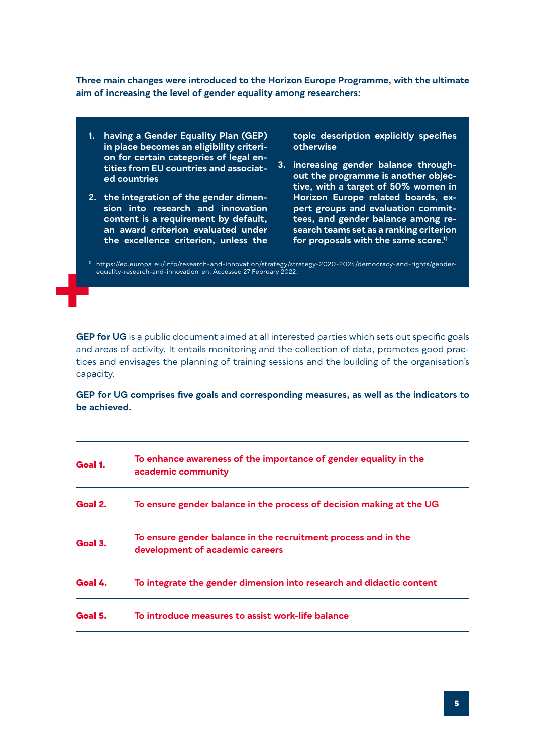**Three main changes were introduced to the Horizon Europe Programme, with the ultimate aim of increasing the level of gender equality among researchers:**

1. **having a Gender Equality Plan (GEP) in place becomes an eligibility criterion for certain categories of legal entities from EU countries and associated countries**
2. **the integration of the gender dimension into research and innovation content is a requirement by default, an award criterion evaluated under the excellence criterion, unless the topic description explicitly specifies otherwise**
3. **increasing gender balance throughout the programme is another objective, with a target of 50% women in Horizon Europe related boards, expert groups and evaluation committees, and gender balance among research teams set as a ranking criterion for proposals with the same score.**[1]

[1] https://ec.europa.eu/info/research-and-innovation/strategy/strategy-2020-2024/democracy-and-rights/gender-equality-research-and-innovation_en. Accessed 27 February 2022.

**GEP for UG** is a public document aimed at all interested parties which sets out specific goals and areas of activity. It entails monitoring and the collection of data, promotes good practices and envisages the planning of training sessions and the building of the organisation's capacity.

**GEP for UG comprises five goals and corresponding measures, as well as the indicators to be achieved.**

| | |
|---|---|
| **Goal 1.** | **To enhance awareness of the importance of gender equality in the academic community** |
| **Goal 2.** | **To ensure gender balance in the process of decision making at the UG** |
| **Goal 3.** | **To ensure gender balance in the recruitment process and in the development of academic careers** |
| **Goal 4.** | **To integrate the gender dimension into research and didactic content** |
| **Goal 5.** | **To introduce measures to assist work-life balance** |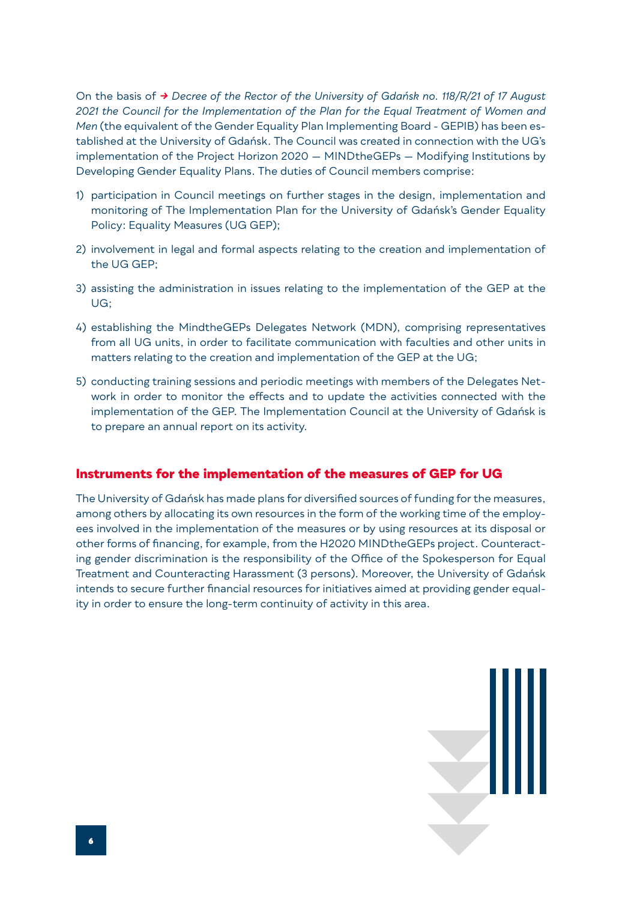On the basis of ➔ *Decree of the Rector of the University of Gdańsk no. 118/R/21 of 17 August 2021 the Council for the Implementation of the Plan for the Equal Treatment of Women and Men* (the equivalent of the Gender Equality Plan Implementing Board - GEPIB) has been established at the University of Gdańsk. The Council was created in connection with the UG's implementation of the Project Horizon 2020 — MINDtheGEPs — Modifying Institutions by Developing Gender Equality Plans. The duties of Council members comprise:

1) participation in Council meetings on further stages in the design, implementation and monitoring of The Implementation Plan for the University of Gdańsk's Gender Equality Policy: Equality Measures (UG GEP);
2) involvement in legal and formal aspects relating to the creation and implementation of the UG GEP;
3) assisting the administration in issues relating to the implementation of the GEP at the UG;
4) establishing the MindtheGEPs Delegates Network (MDN), comprising representatives from all UG units, in order to facilitate communication with faculties and other units in matters relating to the creation and implementation of the GEP at the UG;
5) conducting training sessions and periodic meetings with members of the Delegates Network in order to monitor the effects and to update the activities connected with the implementation of the GEP. The Implementation Council at the University of Gdańsk is to prepare an annual report on its activity.

## Instruments for the implementation of the measures of GEP for UG

The University of Gdańsk has made plans for diversified sources of funding for the measures, among others by allocating its own resources in the form of the working time of the employees involved in the implementation of the measures or by using resources at its disposal or other forms of financing, for example, from the H2020 MINDtheGEPs project. Counteracting gender discrimination is the responsibility of the Office of the Spokesperson for Equal Treatment and Counteracting Harassment (3 persons). Moreover, the University of Gdańsk intends to secure further financial resources for initiatives aimed at providing gender equality in order to ensure the long-term continuity of activity in this area.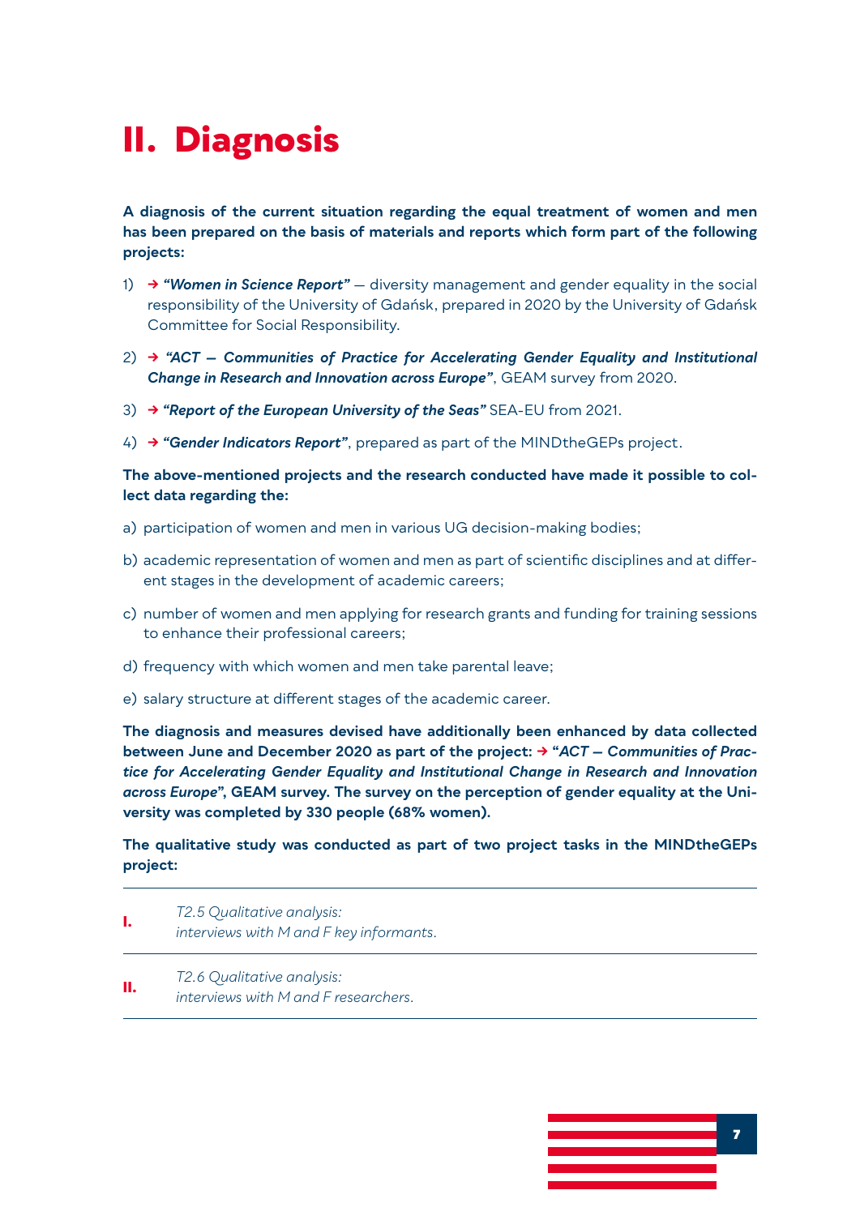# II. Diagnosis

**A diagnosis of the current situation regarding the equal treatment of women and men has been prepared on the basis of materials and reports which form part of the following projects:**

1) ➔ ***"Women in Science Report"*** — diversity management and gender equality in the social responsibility of the University of Gdańsk, prepared in 2020 by the University of Gdańsk Committee for Social Responsibility.
2) ➔ ***"ACT – Communities of Practice for Accelerating Gender Equality and Institutional Change in Research and Innovation across Europe"***, GEAM survey from 2020.
3) ➔ ***"Report of the European University of the Seas"*** SEA-EU from 2021.
4) ➔ ***"Gender Indicators Report"***, prepared as part of the MINDtheGEPs project.

**The above-mentioned projects and the research conducted have made it possible to collect data regarding the:**

a) participation of women and men in various UG decision-making bodies;

b) academic representation of women and men as part of scientific disciplines and at different stages in the development of academic careers;

c) number of women and men applying for research grants and funding for training sessions to enhance their professional careers;

d) frequency with which women and men take parental leave;

e) salary structure at different stages of the academic career.

**The diagnosis and measures devised have additionally been enhanced by data collected between June and December 2020 as part of the project: ➔ "*ACT – Communities of Practice for Accelerating Gender Equality and Institutional Change in Research and Innovation across Europe*", GEAM survey. The survey on the perception of gender equality at the University was completed by 330 people (68% women).**

**The qualitative study was conducted as part of two project tasks in the MINDtheGEPs project:**

| | |
|---|---|
| **I.** | *T2.5 Qualitative analysis: interviews with M and F key informants.* |
| **II.** | *T2.6 Qualitative analysis: interviews with M and F researchers.* |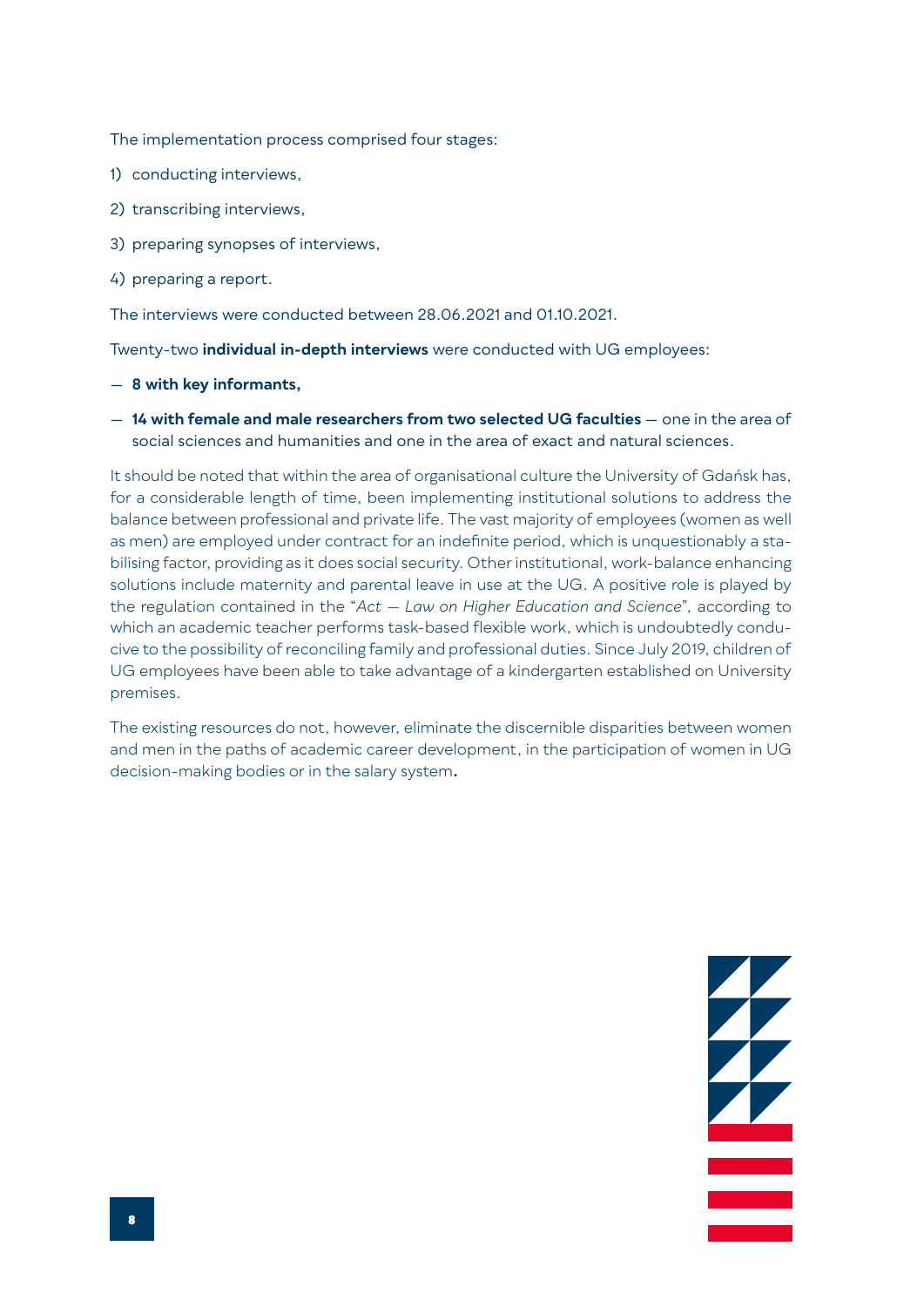The implementation process comprised four stages:

1) conducting interviews,
2) transcribing interviews,
3) preparing synopses of interviews,
4) preparing a report.

The interviews were conducted between 28.06.2021 and 01.10.2021.

Twenty-two **individual in-depth interviews** were conducted with UG employees:

— **8 with key informants,**

— **14 with female and male researchers from two selected UG faculties** — one in the area of social sciences and humanities and one in the area of exact and natural sciences.

It should be noted that within the area of organisational culture the University of Gdańsk has, for a considerable length of time, been implementing institutional solutions to address the balance between professional and private life. The vast majority of employees (women as well as men) are employed under contract for an indefinite period, which is unquestionably a stabilising factor, providing as it does social security. Other institutional, work-balance enhancing solutions include maternity and parental leave in use at the UG. A positive role is played by the regulation contained in the "*Act — Law on Higher Education and Science*", according to which an academic teacher performs task-based flexible work, which is undoubtedly conducive to the possibility of reconciling family and professional duties. Since July 2019, children of UG employees have been able to take advantage of a kindergarten established on University premises.

The existing resources do not, however, eliminate the discernible disparities between women and men in the paths of academic career development, in the participation of women in UG decision-making bodies or in the salary system**.**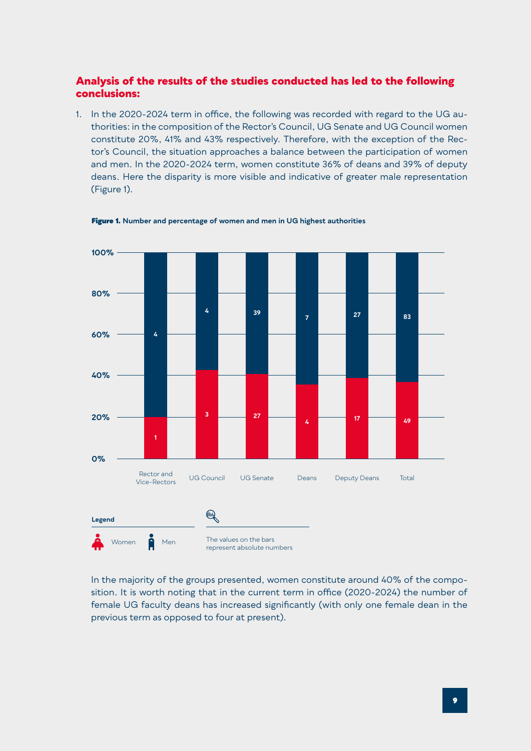## Analysis of the results of the studies conducted has led to the following conclusions:

1. In the 2020-2024 term in office, the following was recorded with regard to the UG authorities: in the composition of the Rector's Council, UG Senate and UG Council women constitute 20%, 41% and 43% respectively. Therefore, with the exception of the Rector's Council, the situation approaches a balance between the participation of women and men. In the 2020-2024 term, women constitute 36% of deans and 39% of deputy deans. Here the disparity is more visible and indicative of greater male representation (Figure 1).

**Figure 1.** Number and percentage of women and men in UG highest authorities

100%
80%
60%
40%
20%
0%

Rector and Vice-Rectors: 4, 1
UG Council: 4, 3
UG Senate: 39, 27
Deans: 7, 4
Deputy Deans: 27, 17
Total: 83, 49

Legend
Women
Men

The values on the bars represent absolute numbers

In the majority of the groups presented, women constitute around 40% of the composition. It is worth noting that in the current term in office (2020-2024) the number of female UG faculty deans has increased significantly (with only one female dean in the previous term as opposed to four at present).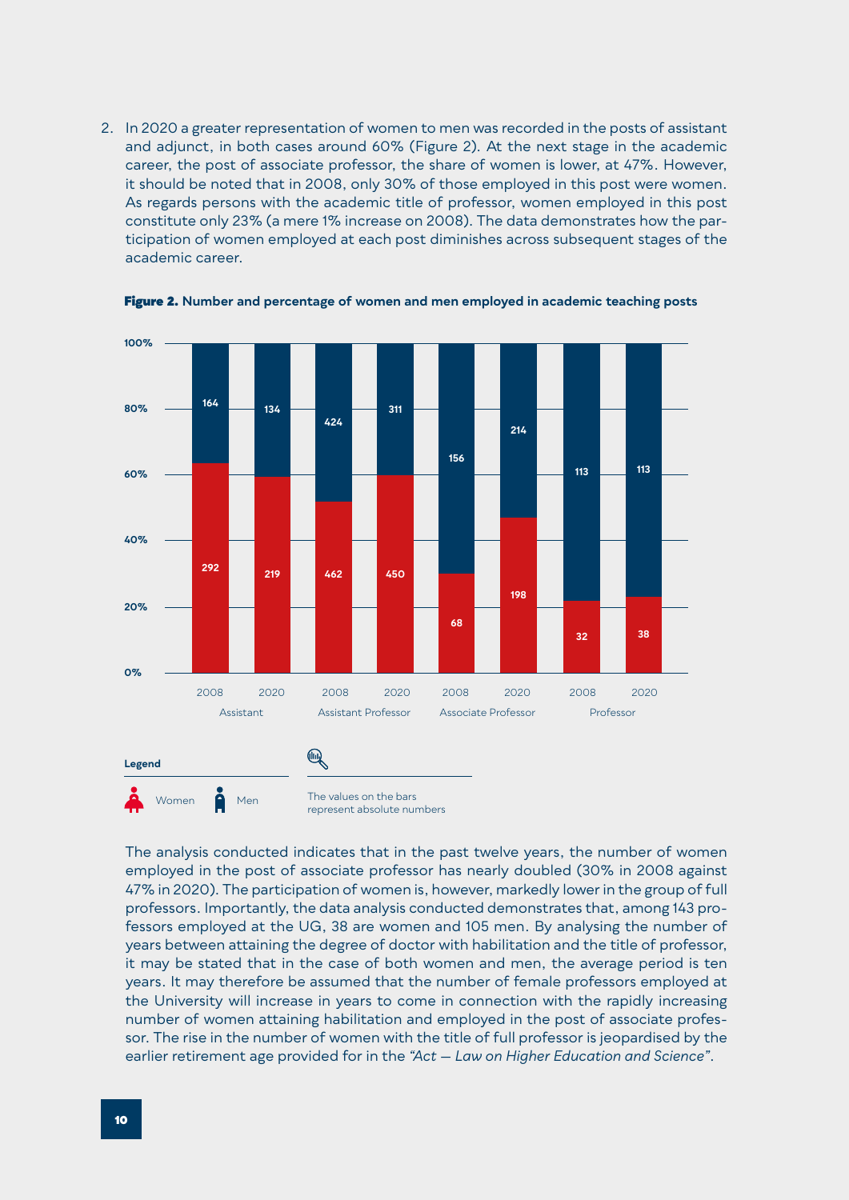2. In 2020 a greater representation of women to men was recorded in the posts of assistant and adjunct, in both cases around 60% (Figure 2). At the next stage in the academic career, the post of associate professor, the share of women is lower, at 47%. However, it should be noted that in 2008, only 30% of those employed in this post were women. As regards persons with the academic title of professor, women employed in this post constitute only 23% (a mere 1% increase on 2008). The data demonstrates how the participation of women employed at each post diminishes across subsequent stages of the academic career.

**Figure 2.** **Number and percentage of women and men employed in academic teaching posts**

100%
80%
60%
40%
20%
0%

164
292
134
219
424
462
311
450
156
68
214
198
113
32
113
38

2008 2020 2008 2020 2008 2020 2008 2020

Assistant
Assistant Professor
Associate Professor
Professor

Legend

Women Men

The values on the bars represent absolute numbers

The analysis conducted indicates that in the past twelve years, the number of women employed in the post of associate professor has nearly doubled (30% in 2008 against 47% in 2020). The participation of women is, however, markedly lower in the group of full professors. Importantly, the data analysis conducted demonstrates that, among 143 professors employed at the UG, 38 are women and 105 men. By analysing the number of years between attaining the degree of doctor with habilitation and the title of professor, it may be stated that in the case of both women and men, the average period is ten years. It may therefore be assumed that the number of female professors employed at the University will increase in years to come in connection with the rapidly increasing number of women attaining habilitation and employed in the post of associate professor. The rise in the number of women with the title of full professor is jeopardised by the earlier retirement age provided for in the *"Act — Law on Higher Education and Science"*.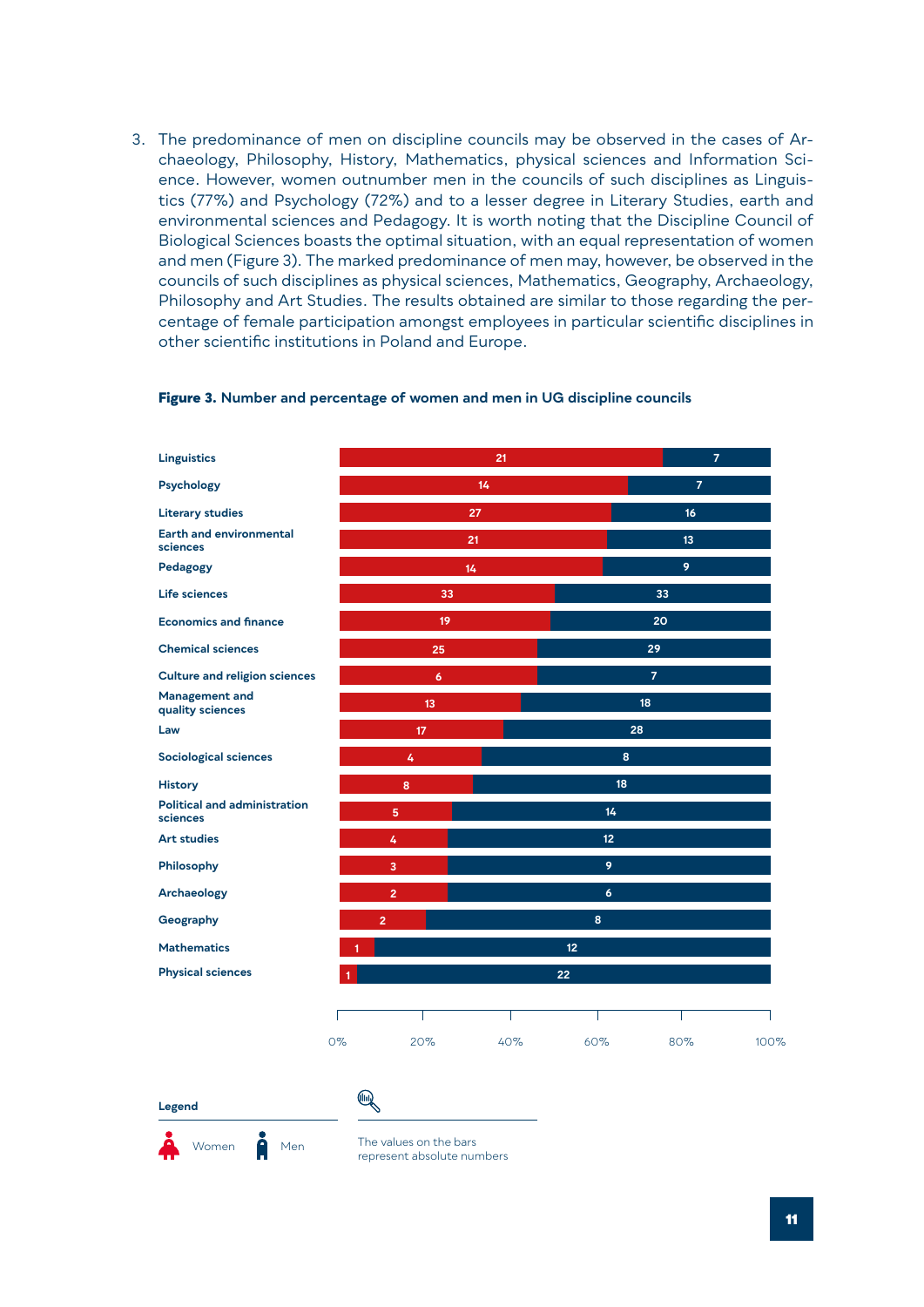3. The predominance of men on discipline councils may be observed in the cases of Archaeology, Philosophy, History, Mathematics, physical sciences and Information Science. However, women outnumber men in the councils of such disciplines as Linguistics (77%) and Psychology (72%) and to a lesser degree in Literary Studies, earth and environmental sciences and Pedagogy. It is worth noting that the Discipline Council of Biological Sciences boasts the optimal situation, with an equal representation of women and men (Figure 3). The marked predominance of men may, however, be observed in the councils of such disciplines as physical sciences, Mathematics, Geography, Archaeology, Philosophy and Art Studies. The results obtained are similar to those regarding the percentage of female participation amongst employees in particular scientific disciplines in other scientific institutions in Poland and Europe.

**Figure 3.** Number and percentage of women and men in UG discipline councils

Linguistics 21 7
Psychology 14 7
Literary studies 27 16
Earth and environmental sciences 21 13
Pedagogy 14 9
Life sciences 33 33
Economics and finance 19 20
Chemical sciences 25 29
Culture and religion sciences 6 7
Management and quality sciences 13 18
Law 17 28
Sociological sciences 4 8
History 8 18
Political and administration sciences 5 14
Art studies 4 12
Philosophy 3 9
Archaeology 2 6
Geography 2 8
Mathematics 1 12
Physical sciences 1 22

0% 20% 40% 60% 80% 100%

Legend

Women Men

The values on the bars represent absolute numbers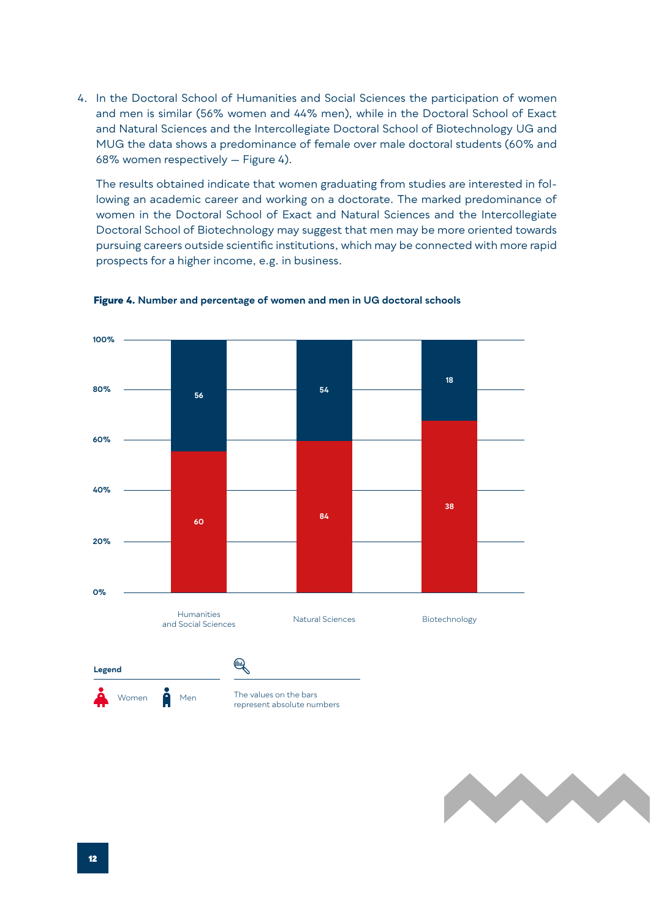4. In the Doctoral School of Humanities and Social Sciences the participation of women and men is similar (56% women and 44% men), while in the Doctoral School of Exact and Natural Sciences and the Intercollegiate Doctoral School of Biotechnology UG and MUG the data shows a predominance of female over male doctoral students (60% and 68% women respectively — Figure 4).

   The results obtained indicate that women graduating from studies are interested in following an academic career and working on a doctorate. The marked predominance of women in the Doctoral School of Exact and Natural Sciences and the Intercollegiate Doctoral School of Biotechnology may suggest that men may be more oriented towards pursuing careers outside scientific institutions, which may be connected with more rapid prospects for a higher income, e.g. in business.

**Figure 4. Number and percentage of women and men in UG doctoral schools**

100%
80%
60%
40%
20%
0%

Humanities and Social Sciences: 56, 60
Natural Sciences: 54, 84
Biotechnology: 18, 38

Legend
Women
Men

The values on the bars represent absolute numbers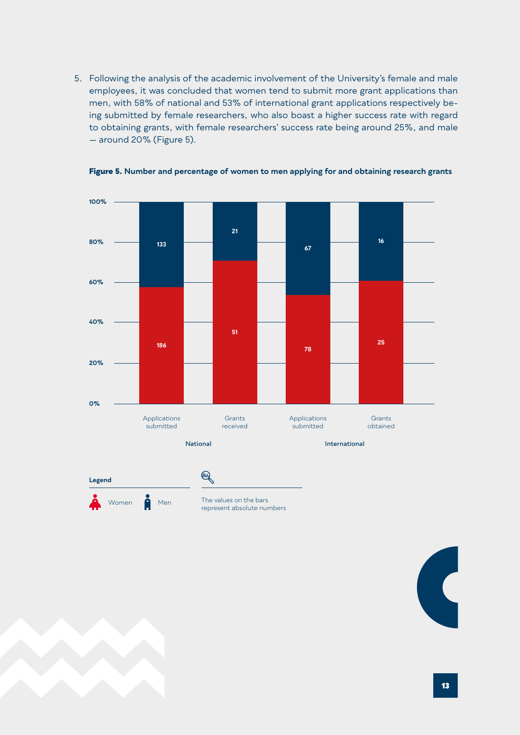5. Following the analysis of the academic involvement of the University's female and male employees, it was concluded that women tend to submit more grant applications than men, with 58% of national and 53% of international grant applications respectively being submitted by female researchers, who also boast a higher success rate with regard to obtaining grants, with female researchers' success rate being around 25%, and male — around 20% (Figure 5).

**Figure 5.** **Number and percentage of women to men applying for and obtaining research grants**

100%
80%
60%
40%
20%
0%

133
186
21
51
67
78
16
25

Applications submitted
Grants received
Applications submitted
Grants obtained

National
International

Legend

Women
Men

The values on the bars represent absolute numbers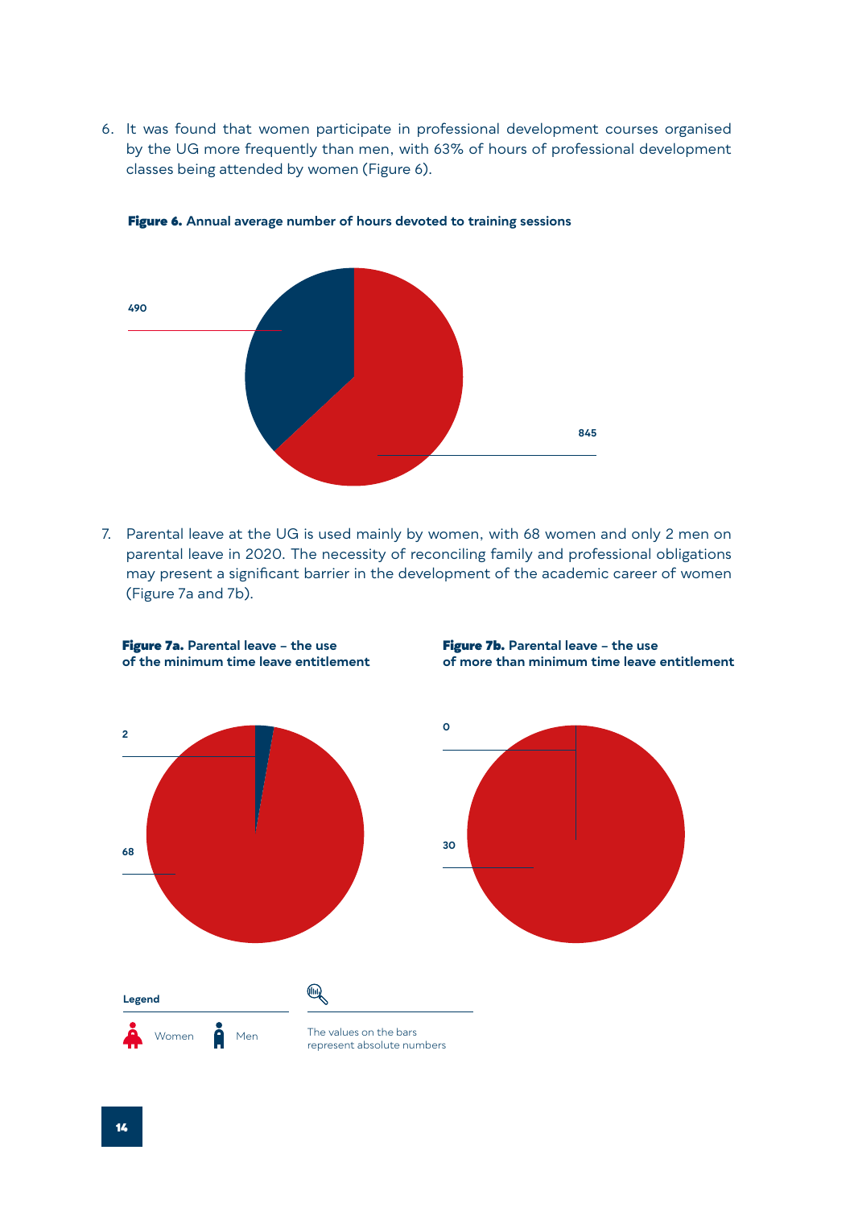6. It was found that women participate in professional development courses organised by the UG more frequently than men, with 63% of hours of professional development classes being attended by women (Figure 6).

**Figure 6.** Annual average number of hours devoted to training sessions

490

845

7. Parental leave at the UG is used mainly by women, with 68 women and only 2 men on parental leave in 2020. The necessity of reconciling family and professional obligations may present a significant barrier in the development of the academic career of women (Figure 7a and 7b).

**Figure 7a.** Parental leave – the use of the minimum time leave entitlement

2

68

**Figure 7b.** Parental leave – the use of more than minimum time leave entitlement

0

30

Legend

Women Men

The values on the bars represent absolute numbers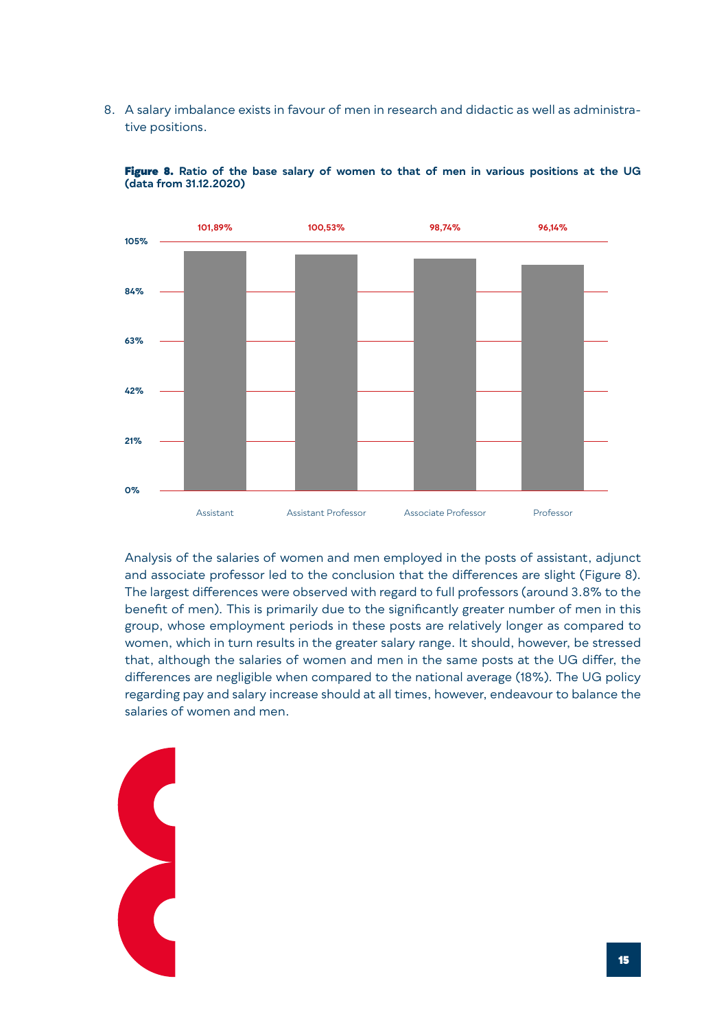8. A salary imbalance exists in favour of men in research and didactic as well as administrative positions.

**Figure 8.** Ratio of the base salary of women to that of men in various positions at the UG (data from 31.12.2020)

101,89%
100,53%
98,74%
96,14%

105%
84%
63%
42%
21%
0%

Assistant
Assistant Professor
Associate Professor
Professor

Analysis of the salaries of women and men employed in the posts of assistant, adjunct and associate professor led to the conclusion that the differences are slight (Figure 8). The largest differences were observed with regard to full professors (around 3.8% to the benefit of men). This is primarily due to the significantly greater number of men in this group, whose employment periods in these posts are relatively longer as compared to women, which in turn results in the greater salary range. It should, however, be stressed that, although the salaries of women and men in the same posts at the UG differ, the differences are negligible when compared to the national average (18%). The UG policy regarding pay and salary increase should at all times, however, endeavour to balance the salaries of women and men.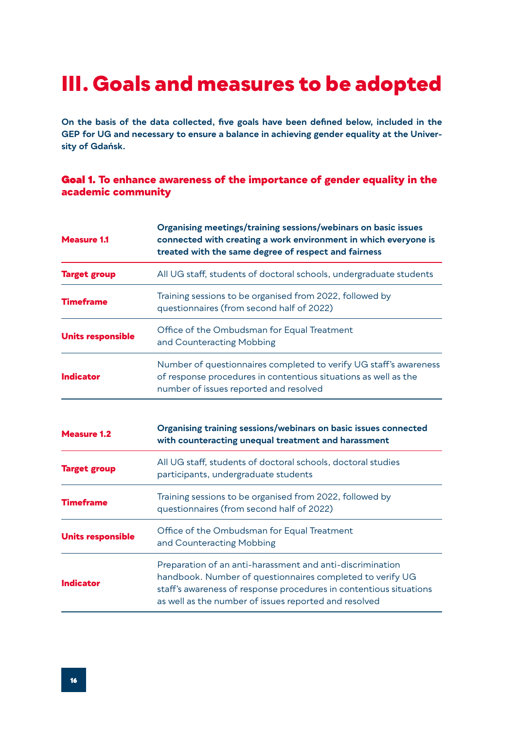# III. Goals and measures to be adopted

**On the basis of the data collected, five goals have been defined below, included in the GEP for UG and necessary to ensure a balance in achieving gender equality at the University of Gdańsk.**

## Goal 1. To enhance awareness of the importance of gender equality in the academic community

| | |
|---|---|
| **Measure 1.1** | **Organising meetings/training sessions/webinars on basic issues connected with creating a work environment in which everyone is treated with the same degree of respect and fairness** |
| **Target group** | All UG staff, students of doctoral schools, undergraduate students |
| **Timeframe** | Training sessions to be organised from 2022, followed by questionnaires (from second half of 2022) |
| **Units responsible** | Office of the Ombudsman for Equal Treatment and Counteracting Mobbing |
| **Indicator** | Number of questionnaires completed to verify UG staff's awareness of response procedures in contentious situations as well as the number of issues reported and resolved |

| | |
|---|---|
| **Measure 1.2** | **Organising training sessions/webinars on basic issues connected with counteracting unequal treatment and harassment** |
| **Target group** | All UG staff, students of doctoral schools, doctoral studies participants, undergraduate students |
| **Timeframe** | Training sessions to be organised from 2022, followed by questionnaires (from second half of 2022) |
| **Units responsible** | Office of the Ombudsman for Equal Treatment and Counteracting Mobbing |
| **Indicator** | Preparation of an anti-harassment and anti-discrimination handbook. Number of questionnaires completed to verify UG staff's awareness of response procedures in contentious situations as well as the number of issues reported and resolved |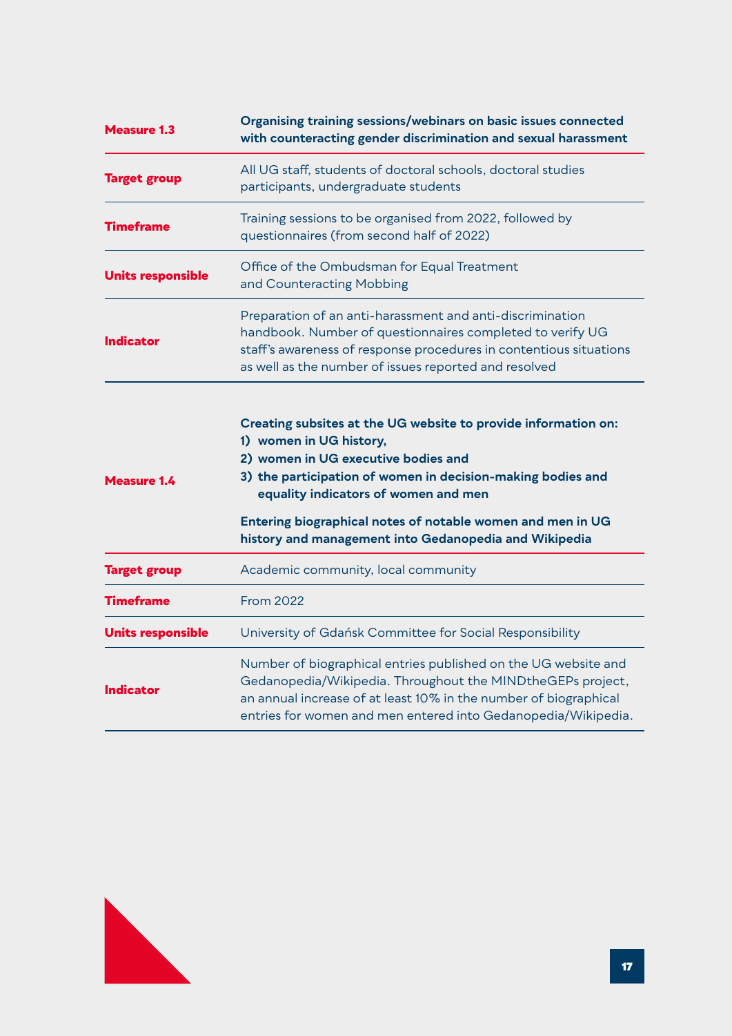| | |
|---|---|
| **Measure 1.3** | **Organising training sessions/webinars on basic issues connected with counteracting gender discrimination and sexual harassment** |
| **Target group** | All UG staff, students of doctoral schools, doctoral studies participants, undergraduate students |
| **Timeframe** | Training sessions to be organised from 2022, followed by questionnaires (from second half of 2022) |
| **Units responsible** | Office of the Ombudsman for Equal Treatment and Counteracting Mobbing |
| **Indicator** | Preparation of an anti-harassment and anti-discrimination handbook. Number of questionnaires completed to verify UG staff's awareness of response procedures in contentious situations as well as the number of issues reported and resolved |

| | |
|---|---|
| **Measure 1.4** | **Creating subsites at the UG website to provide information on:**<br>**1) women in UG history,**<br>**2) women in UG executive bodies and**<br>**3) the participation of women in decision-making bodies and equality indicators of women and men**<br><br>**Entering biographical notes of notable women and men in UG history and management into Gedanopedia and Wikipedia** |
| **Target group** | Academic community, local community |
| **Timeframe** | From 2022 |
| **Units responsible** | University of Gdańsk Committee for Social Responsibility |
| **Indicator** | Number of biographical entries published on the UG website and Gedanopedia/Wikipedia. Throughout the MINDtheGEPs project, an annual increase of at least 10% in the number of biographical entries for women and men entered into Gedanopedia/Wikipedia. |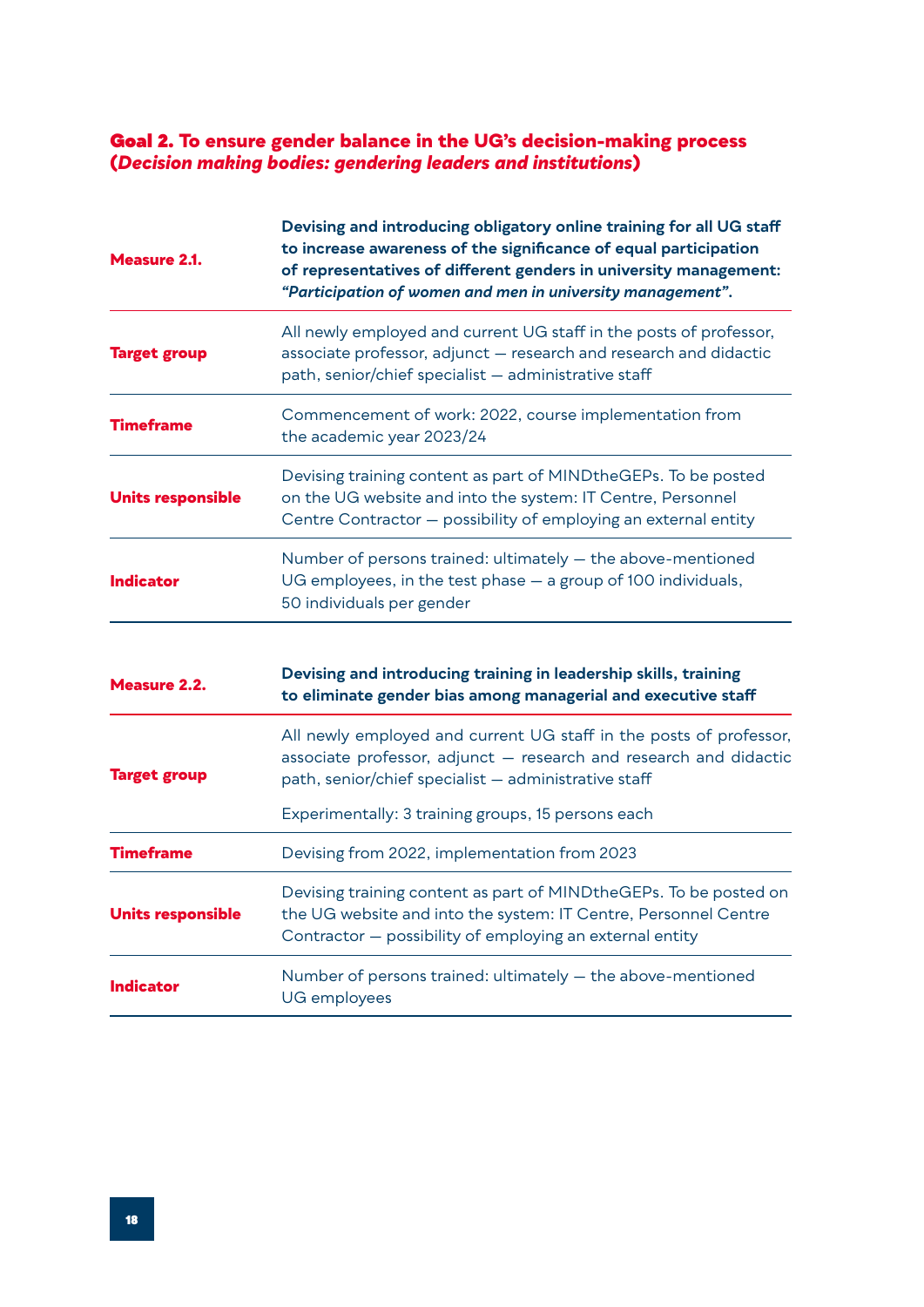## Goal 2. To ensure gender balance in the UG's decision-making process (*Decision making bodies: gendering leaders and institutions*)

| | |
|---|---|
| **Measure 2.1.** | **Devising and introducing obligatory online training for all UG staff to increase awareness of the significance of equal participation of representatives of different genders in university management: *"Participation of women and men in university management"*.** |
| **Target group** | All newly employed and current UG staff in the posts of professor, associate professor, adjunct — research and research and didactic path, senior/chief specialist — administrative staff |
| **Timeframe** | Commencement of work: 2022, course implementation from the academic year 2023/24 |
| **Units responsible** | Devising training content as part of MINDtheGEPs. To be posted on the UG website and into the system: IT Centre, Personnel Centre Contractor — possibility of employing an external entity |
| **Indicator** | Number of persons trained: ultimately — the above-mentioned UG employees, in the test phase — a group of 100 individuals, 50 individuals per gender |

| | |
|---|---|
| **Measure 2.2.** | **Devising and introducing training in leadership skills, training to eliminate gender bias among managerial and executive staff** |
| **Target group** | All newly employed and current UG staff in the posts of professor, associate professor, adjunct — research and research and didactic path, senior/chief specialist — administrative staff<br><br>Experimentally: 3 training groups, 15 persons each |
| **Timeframe** | Devising from 2022, implementation from 2023 |
| **Units responsible** | Devising training content as part of MINDtheGEPs. To be posted on the UG website and into the system: IT Centre, Personnel Centre Contractor — possibility of employing an external entity |
| **Indicator** | Number of persons trained: ultimately — the above-mentioned UG employees |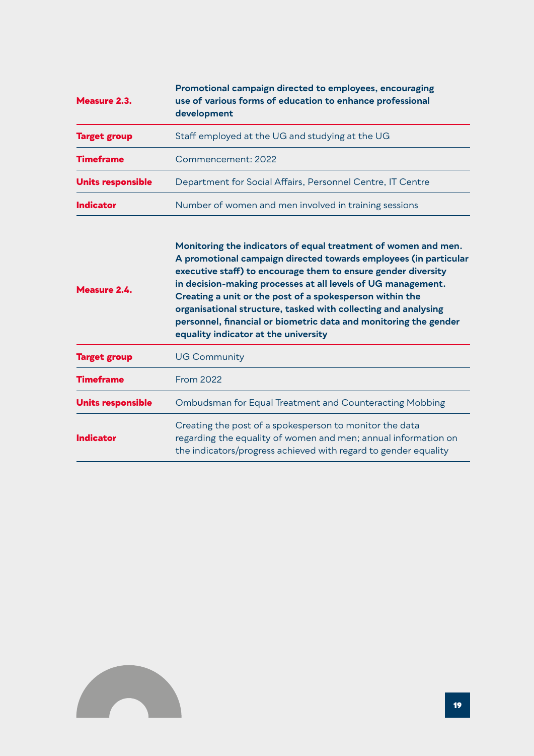| | |
|---|---|
| **Measure 2.3.** | **Promotional campaign directed to employees, encouraging use of various forms of education to enhance professional development** |
| **Target group** | Staff employed at the UG and studying at the UG |
| **Timeframe** | Commencement: 2022 |
| **Units responsible** | Department for Social Affairs, Personnel Centre, IT Centre |
| **Indicator** | Number of women and men involved in training sessions |

| | |
|---|---|
| **Measure 2.4.** | **Monitoring the indicators of equal treatment of women and men. A promotional campaign directed towards employees (in particular executive staff) to encourage them to ensure gender diversity in decision-making processes at all levels of UG management. Creating a unit or the post of a spokesperson within the organisational structure, tasked with collecting and analysing personnel, financial or biometric data and monitoring the gender equality indicator at the university** |
| **Target group** | UG Community |
| **Timeframe** | From 2022 |
| **Units responsible** | Ombudsman for Equal Treatment and Counteracting Mobbing |
| **Indicator** | Creating the post of a spokesperson to monitor the data regarding the equality of women and men; annual information on the indicators/progress achieved with regard to gender equality |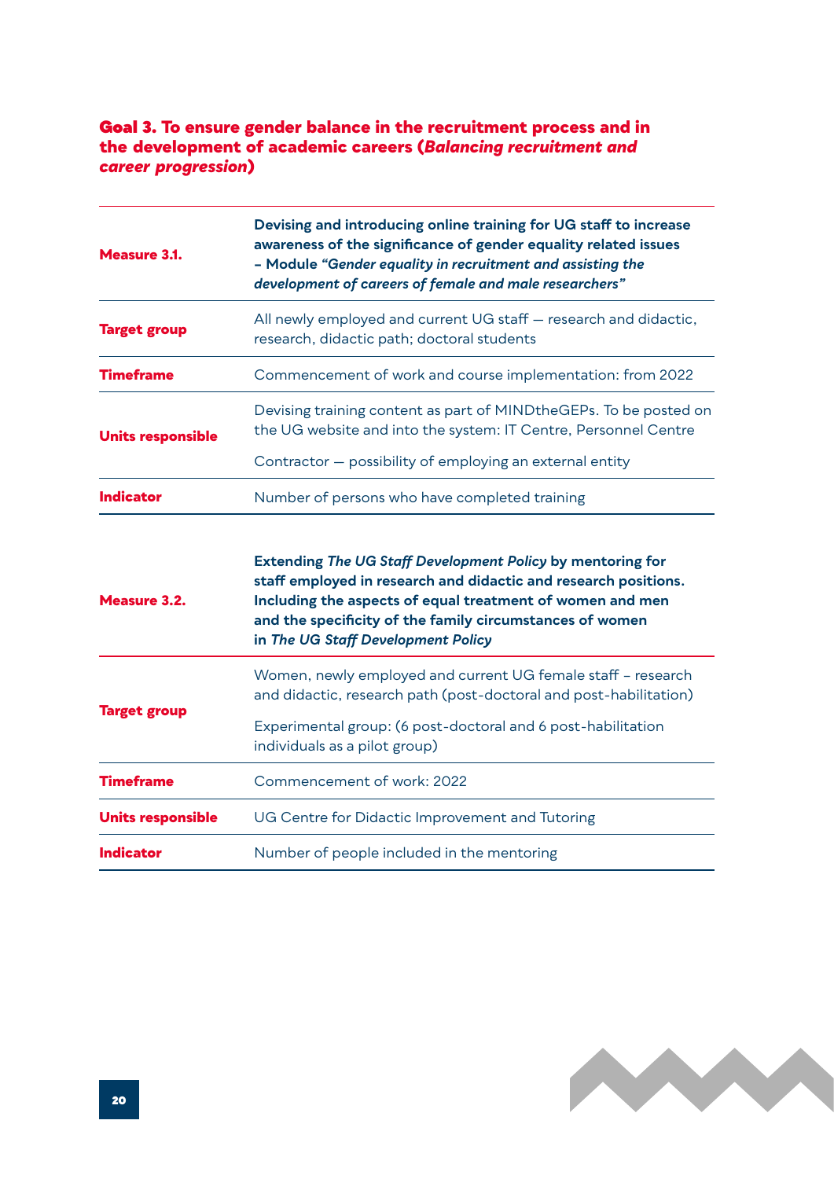## Goal 3. To ensure gender balance in the recruitment process and in the development of academic careers (*Balancing recruitment and career progression*)

| | |
|---|---|
| **Measure 3.1.** | **Devising and introducing online training for UG staff to increase awareness of the significance of gender equality related issues – Module *"Gender equality in recruitment and assisting the development of careers of female and male researchers"*** |
| **Target group** | All newly employed and current UG staff — research and didactic, research, didactic path; doctoral students |
| **Timeframe** | Commencement of work and course implementation: from 2022 |
| **Units responsible** | Devising training content as part of MINDtheGEPs. To be posted on the UG website and into the system: IT Centre, Personnel Centre<br><br>Contractor — possibility of employing an external entity |
| **Indicator** | Number of persons who have completed training |

| | |
|---|---|
| **Measure 3.2.** | **Extending *The UG Staff Development Policy* by mentoring for staff employed in research and didactic and research positions. Including the aspects of equal treatment of women and men and the specificity of the family circumstances of women in *The UG Staff Development Policy*** |
| **Target group** | Women, newly employed and current UG female staff – research and didactic, research path (post-doctoral and post-habilitation)<br><br>Experimental group: (6 post-doctoral and 6 post-habilitation individuals as a pilot group) |
| **Timeframe** | Commencement of work: 2022 |
| **Units responsible** | UG Centre for Didactic Improvement and Tutoring |
| **Indicator** | Number of people included in the mentoring |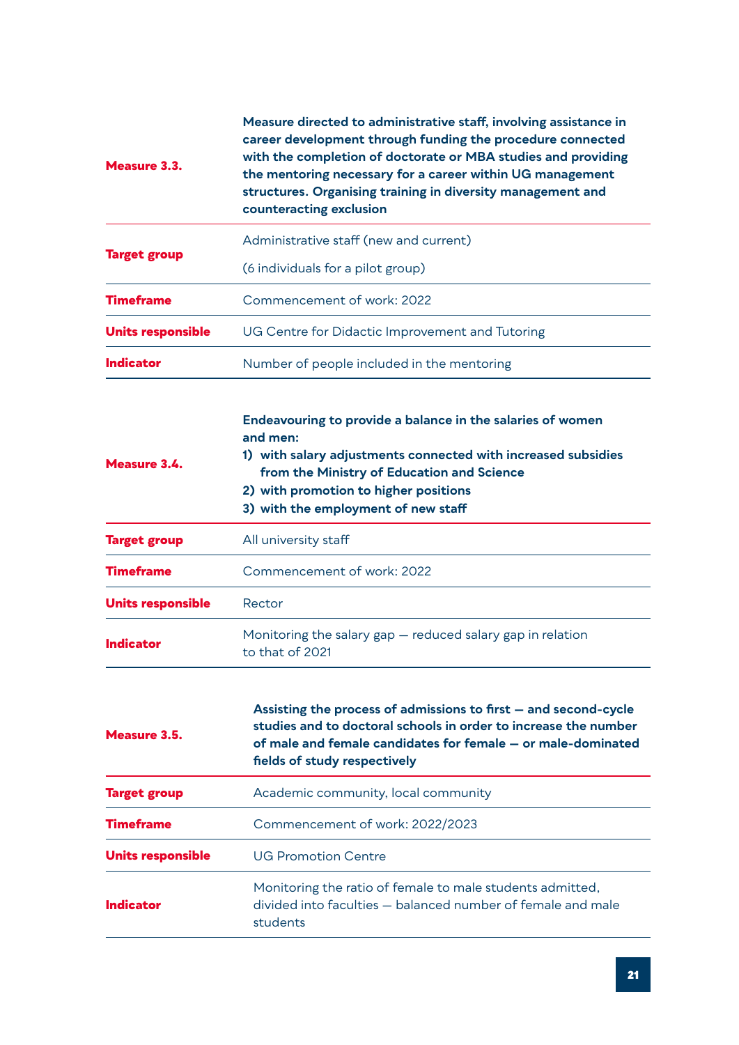| | |
|---|---|
| **Measure 3.3.** | **Measure directed to administrative staff, involving assistance in career development through funding the procedure connected with the completion of doctorate or MBA studies and providing the mentoring necessary for a career within UG management structures. Organising training in diversity management and counteracting exclusion** |
| **Target group** | Administrative staff (new and current)<br>(6 individuals for a pilot group) |
| **Timeframe** | Commencement of work: 2022 |
| **Units responsible** | UG Centre for Didactic Improvement and Tutoring |
| **Indicator** | Number of people included in the mentoring |

| | |
|---|---|
| **Measure 3.4.** | **Endeavouring to provide a balance in the salaries of women and men:**<br>**1) with salary adjustments connected with increased subsidies from the Ministry of Education and Science**<br>**2) with promotion to higher positions**<br>**3) with the employment of new staff** |
| **Target group** | All university staff |
| **Timeframe** | Commencement of work: 2022 |
| **Units responsible** | Rector |
| **Indicator** | Monitoring the salary gap – reduced salary gap in relation to that of 2021 |

| | |
|---|---|
| **Measure 3.5.** | **Assisting the process of admissions to first – and second-cycle studies and to doctoral schools in order to increase the number of male and female candidates for female – or male-dominated fields of study respectively** |
| **Target group** | Academic community, local community |
| **Timeframe** | Commencement of work: 2022/2023 |
| **Units responsible** | UG Promotion Centre |
| **Indicator** | Monitoring the ratio of female to male students admitted, divided into faculties – balanced number of female and male students |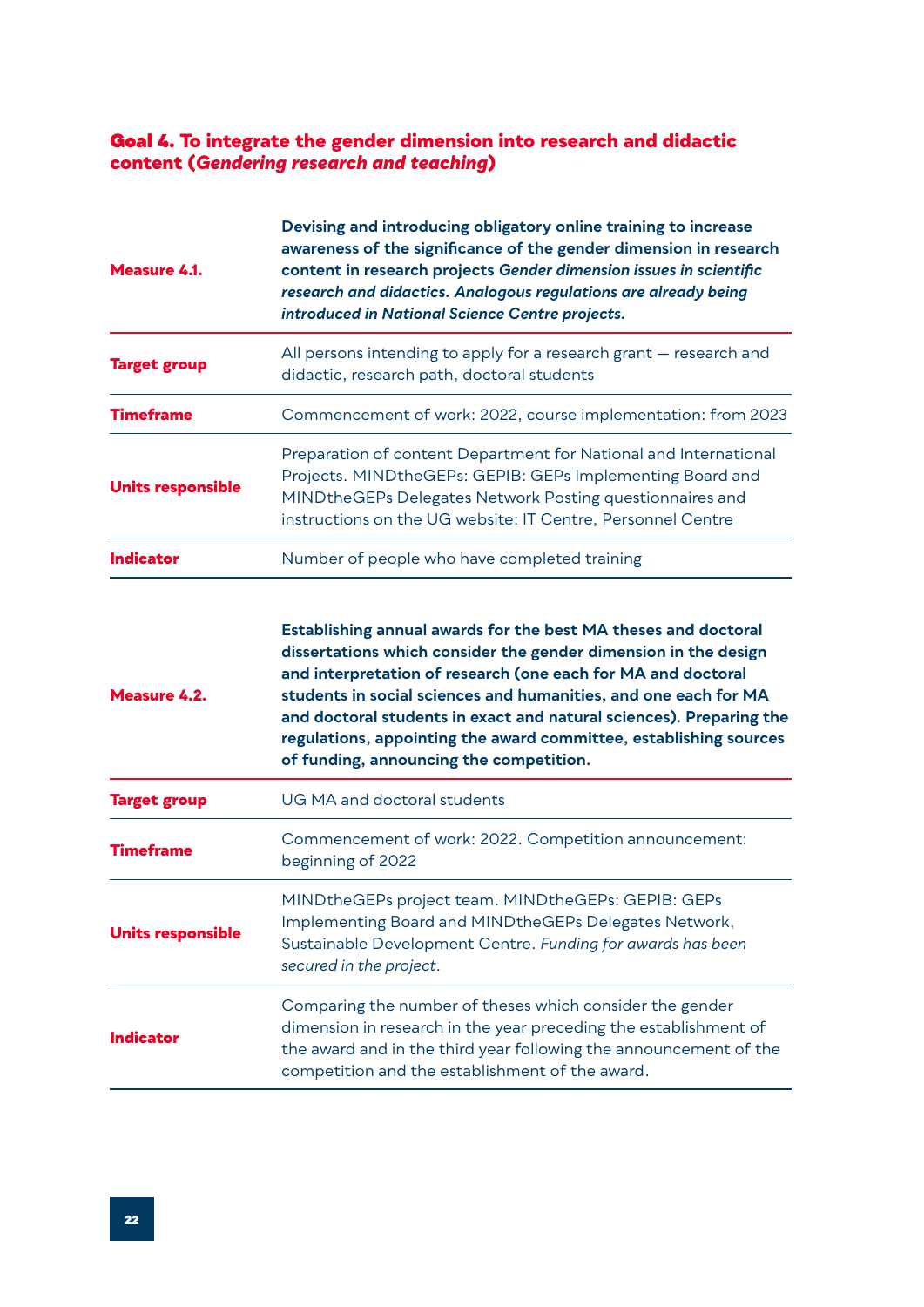## Goal 4. To integrate the gender dimension into research and didactic content (*Gendering research and teaching*)

| | |
|---|---|
| **Measure 4.1.** | **Devising and introducing obligatory online training to increase awareness of the significance of the gender dimension in research content in research projects *Gender dimension issues in scientific research and didactics. Analogous regulations are already being introduced in National Science Centre projects.*** |
| **Target group** | All persons intending to apply for a research grant — research and didactic, research path, doctoral students |
| **Timeframe** | Commencement of work: 2022, course implementation: from 2023 |
| **Units responsible** | Preparation of content Department for National and International Projects. MINDtheGEPs: GEPIB: GEPs Implementing Board and MINDtheGEPs Delegates Network Posting questionnaires and instructions on the UG website: IT Centre, Personnel Centre |
| **Indicator** | Number of people who have completed training |

| | |
|---|---|
| **Measure 4.2.** | **Establishing annual awards for the best MA theses and doctoral dissertations which consider the gender dimension in the design and interpretation of research (one each for MA and doctoral students in social sciences and humanities, and one each for MA and doctoral students in exact and natural sciences). Preparing the regulations, appointing the award committee, establishing sources of funding, announcing the competition.** |
| **Target group** | UG MA and doctoral students |
| **Timeframe** | Commencement of work: 2022. Competition announcement: beginning of 2022 |
| **Units responsible** | MINDtheGEPs project team. MINDtheGEPs: GEPIB: GEPs Implementing Board and MINDtheGEPs Delegates Network, Sustainable Development Centre. *Funding for awards has been secured in the project.* |
| **Indicator** | Comparing the number of theses which consider the gender dimension in research in the year preceding the establishment of the award and in the third year following the announcement of the competition and the establishment of the award. |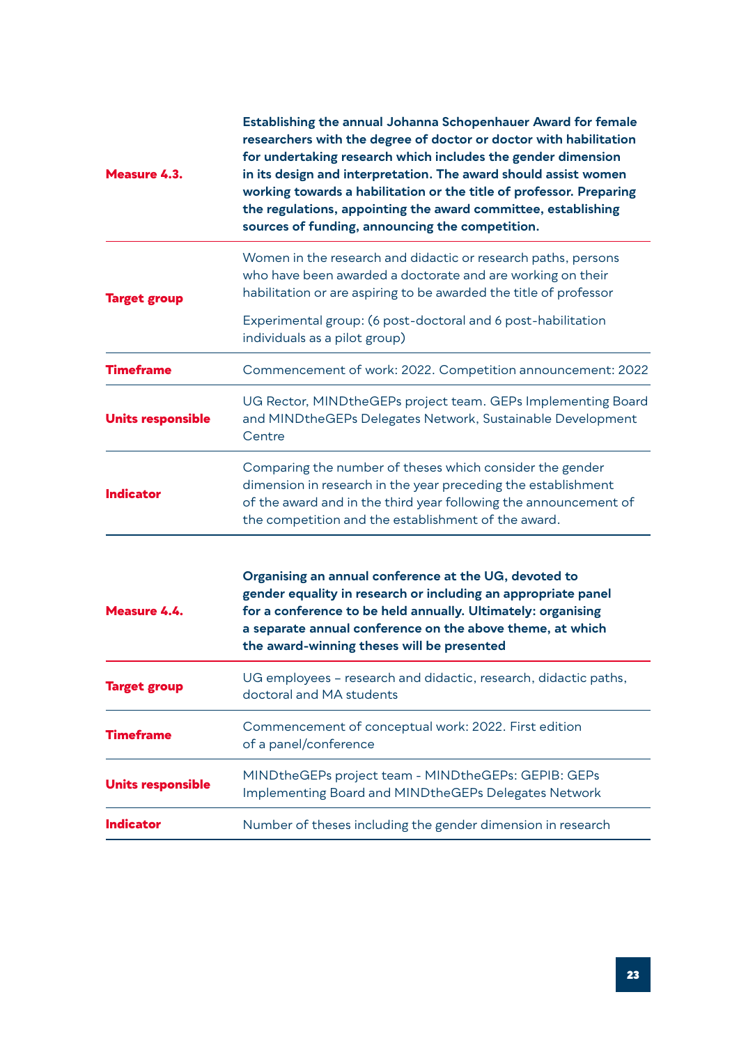| | |
|---|---|
| **Measure 4.3.** | **Establishing the annual Johanna Schopenhauer Award for female researchers with the degree of doctor or doctor with habilitation for undertaking research which includes the gender dimension in its design and interpretation. The award should assist women working towards a habilitation or the title of professor. Preparing the regulations, appointing the award committee, establishing sources of funding, announcing the competition.** |
| **Target group** | Women in the research and didactic or research paths, persons who have been awarded a doctorate and are working on their habilitation or are aspiring to be awarded the title of professor<br><br>Experimental group: (6 post-doctoral and 6 post-habilitation individuals as a pilot group) |
| **Timeframe** | Commencement of work: 2022. Competition announcement: 2022 |
| **Units responsible** | UG Rector, MINDtheGEPs project team. GEPs Implementing Board and MINDtheGEPs Delegates Network, Sustainable Development Centre |
| **Indicator** | Comparing the number of theses which consider the gender dimension in research in the year preceding the establishment of the award and in the third year following the announcement of the competition and the establishment of the award. |

| | |
|---|---|
| **Measure 4.4.** | **Organising an annual conference at the UG, devoted to gender equality in research or including an appropriate panel for a conference to be held annually. Ultimately: organising a separate annual conference on the above theme, at which the award-winning theses will be presented** |
| **Target group** | UG employees – research and didactic, research, didactic paths, doctoral and MA students |
| **Timeframe** | Commencement of conceptual work: 2022. First edition of a panel/conference |
| **Units responsible** | MINDtheGEPs project team - MINDtheGEPs: GEPIB: GEPs Implementing Board and MINDtheGEPs Delegates Network |
| **Indicator** | Number of theses including the gender dimension in research |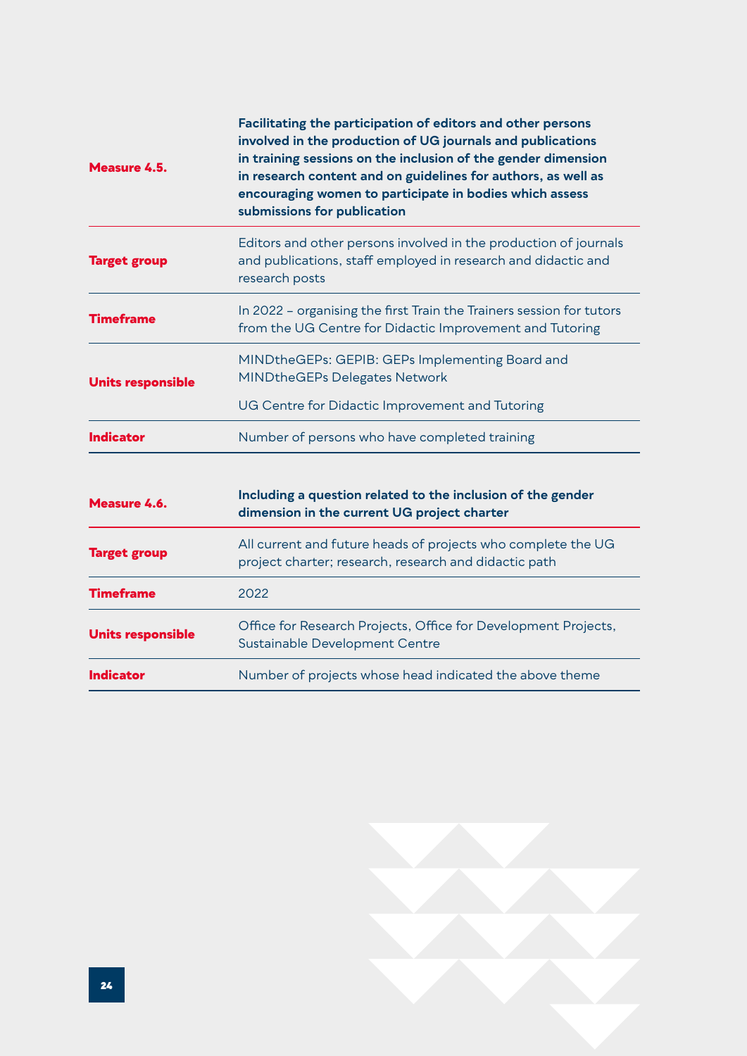| | |
|---|---|
| **Measure 4.5.** | **Facilitating the participation of editors and other persons involved in the production of UG journals and publications in training sessions on the inclusion of the gender dimension in research content and on guidelines for authors, as well as encouraging women to participate in bodies which assess submissions for publication** |
| **Target group** | Editors and other persons involved in the production of journals and publications, staff employed in research and didactic and research posts |
| **Timeframe** | In 2022 – organising the first Train the Trainers session for tutors from the UG Centre for Didactic Improvement and Tutoring |
| **Units responsible** | MINDtheGEPs: GEPIB: GEPs Implementing Board and MINDtheGEPs Delegates Network<br><br>UG Centre for Didactic Improvement and Tutoring |
| **Indicator** | Number of persons who have completed training |

| | |
|---|---|
| **Measure 4.6.** | **Including a question related to the inclusion of the gender dimension in the current UG project charter** |
| **Target group** | All current and future heads of projects who complete the UG project charter; research, research and didactic path |
| **Timeframe** | 2022 |
| **Units responsible** | Office for Research Projects, Office for Development Projects, Sustainable Development Centre |
| **Indicator** | Number of projects whose head indicated the above theme |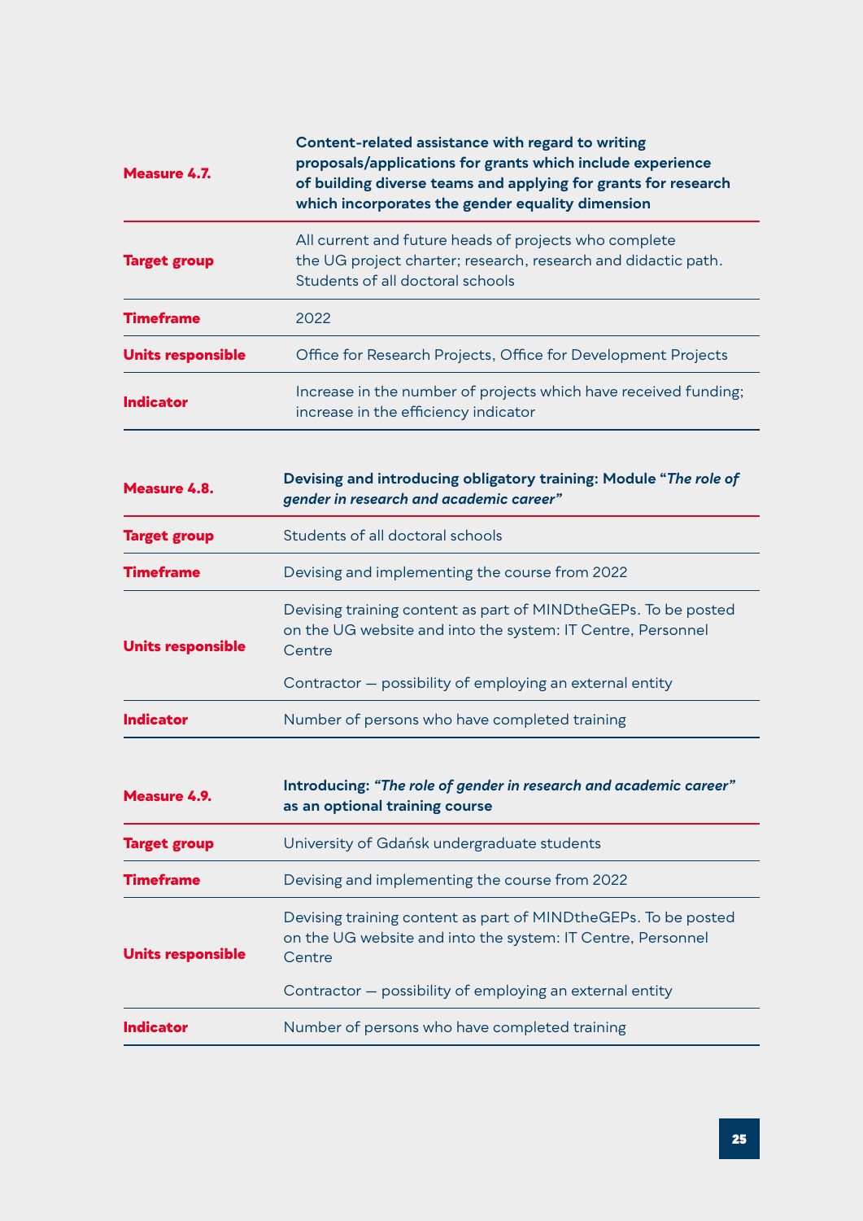| Measure 4.7. | Content-related assistance with regard to writing proposals/applications for grants which include experience of building diverse teams and applying for grants for research which incorporates the gender equality dimension |
|---|---|
| Target group | All current and future heads of projects who complete the UG project charter; research, research and didactic path. Students of all doctoral schools |
| Timeframe | 2022 |
| Units responsible | Office for Research Projects, Office for Development Projects |
| Indicator | Increase in the number of projects which have received funding; increase in the efficiency indicator |

| Measure 4.8. | Devising and introducing obligatory training: Module “*The role of gender in research and academic career*” |
|---|---|
| Target group | Students of all doctoral schools |
| Timeframe | Devising and implementing the course from 2022 |
| Units responsible | Devising training content as part of MINDtheGEPs. To be posted on the UG website and into the system: IT Centre, Personnel Centre<br><br>Contractor — possibility of employing an external entity |
| Indicator | Number of persons who have completed training |

| Measure 4.9. | Introducing: *“The role of gender in research and academic career”* as an optional training course |
|---|---|
| Target group | University of Gdańsk undergraduate students |
| Timeframe | Devising and implementing the course from 2022 |
| Units responsible | Devising training content as part of MINDtheGEPs. To be posted on the UG website and into the system: IT Centre, Personnel Centre<br><br>Contractor — possibility of employing an external entity |
| Indicator | Number of persons who have completed training |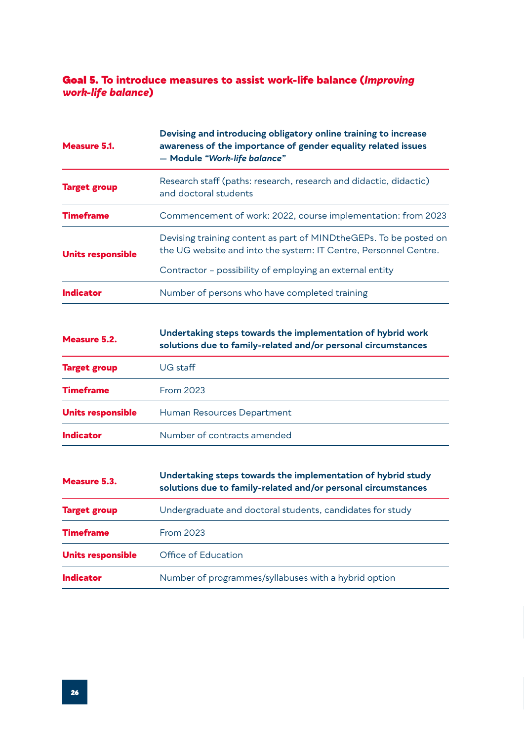## Goal 5. To introduce measures to assist work-life balance (*Improving work-life balance*)

| | |
|---|---|
| **Measure 5.1.** | **Devising and introducing obligatory online training to increase awareness of the importance of gender equality related issues — Module *"Work-life balance"*** |
| **Target group** | Research staff (paths: research, research and didactic, didactic) and doctoral students |
| **Timeframe** | Commencement of work: 2022, course implementation: from 2023 |
| **Units responsible** | Devising training content as part of MINDtheGEPs. To be posted on the UG website and into the system: IT Centre, Personnel Centre. Contractor – possibility of employing an external entity |
| **Indicator** | Number of persons who have completed training |

| | |
|---|---|
| **Measure 5.2.** | **Undertaking steps towards the implementation of hybrid work solutions due to family-related and/or personal circumstances** |
| **Target group** | UG staff |
| **Timeframe** | From 2023 |
| **Units responsible** | Human Resources Department |
| **Indicator** | Number of contracts amended |

| | |
|---|---|
| **Measure 5.3.** | **Undertaking steps towards the implementation of hybrid study solutions due to family-related and/or personal circumstances** |
| **Target group** | Undergraduate and doctoral students, candidates for study |
| **Timeframe** | From 2023 |
| **Units responsible** | Office of Education |
| **Indicator** | Number of programmes/syllabuses with a hybrid option |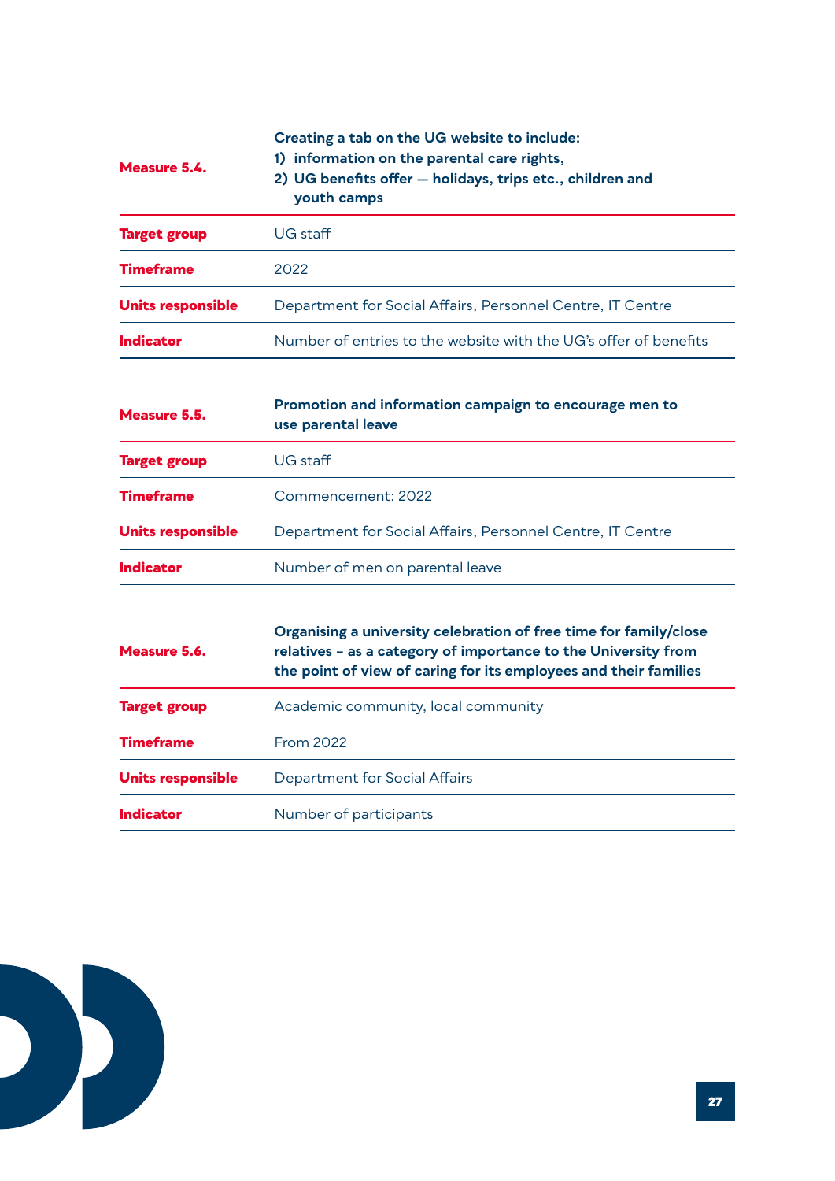| Measure 5.4. | Creating a tab on the UG website to include:<br>1) information on the parental care rights,<br>2) UG benefits offer — holidays, trips etc., children and youth camps |
|---|---|
| **Target group** | UG staff |
| **Timeframe** | 2022 |
| **Units responsible** | Department for Social Affairs, Personnel Centre, IT Centre |
| **Indicator** | Number of entries to the website with the UG's offer of benefits |

| Measure 5.5. | Promotion and information campaign to encourage men to use parental leave |
|---|---|
| **Target group** | UG staff |
| **Timeframe** | Commencement: 2022 |
| **Units responsible** | Department for Social Affairs, Personnel Centre, IT Centre |
| **Indicator** | Number of men on parental leave |

| Measure 5.6. | Organising a university celebration of free time for family/close relatives – as a category of importance to the University from the point of view of caring for its employees and their families |
|---|---|
| **Target group** | Academic community, local community |
| **Timeframe** | From 2022 |
| **Units responsible** | Department for Social Affairs |
| **Indicator** | Number of participants |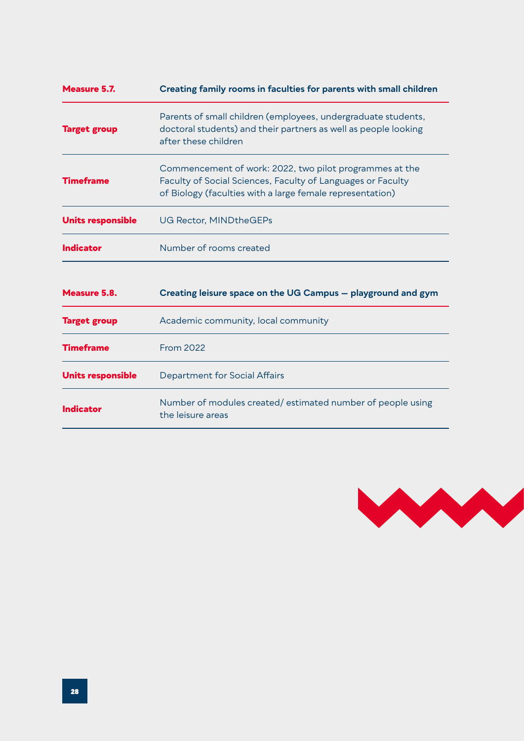| Measure 5.7. | Creating family rooms in faculties for parents with small children |
|---|---|
| **Target group** | Parents of small children (employees, undergraduate students, doctoral students) and their partners as well as people looking after these children |
| **Timeframe** | Commencement of work: 2022, two pilot programmes at the Faculty of Social Sciences, Faculty of Languages or Faculty of Biology (faculties with a large female representation) |
| **Units responsible** | UG Rector, MINDtheGEPs |
| **Indicator** | Number of rooms created |

| Measure 5.8. | Creating leisure space on the UG Campus — playground and gym |
|---|---|
| **Target group** | Academic community, local community |
| **Timeframe** | From 2022 |
| **Units responsible** | Department for Social Affairs |
| **Indicator** | Number of modules created/ estimated number of people using the leisure areas |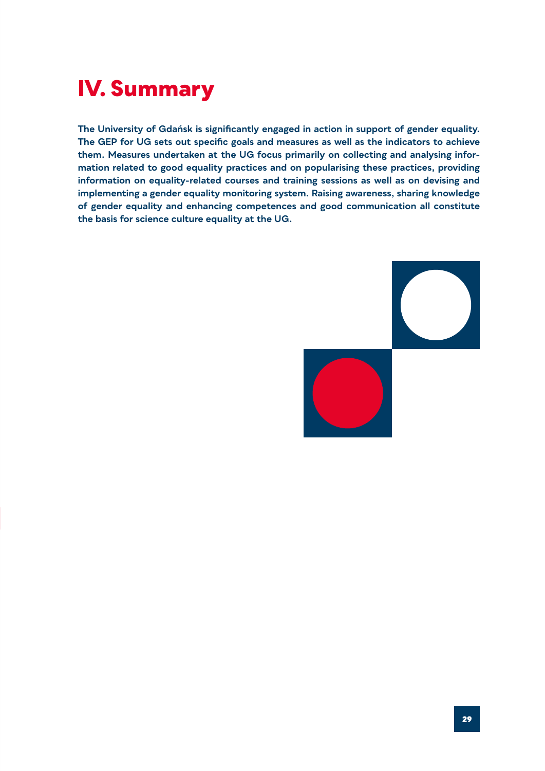# IV. Summary

**The University of Gdańsk is significantly engaged in action in support of gender equality. The GEP for UG sets out specific goals and measures as well as the indicators to achieve them. Measures undertaken at the UG focus primarily on collecting and analysing information related to good equality practices and on popularising these practices, providing information on equality-related courses and training sessions as well as on devising and implementing a gender equality monitoring system. Raising awareness, sharing knowledge of gender equality and enhancing competences and good communication all constitute the basis for science culture equality at the UG.**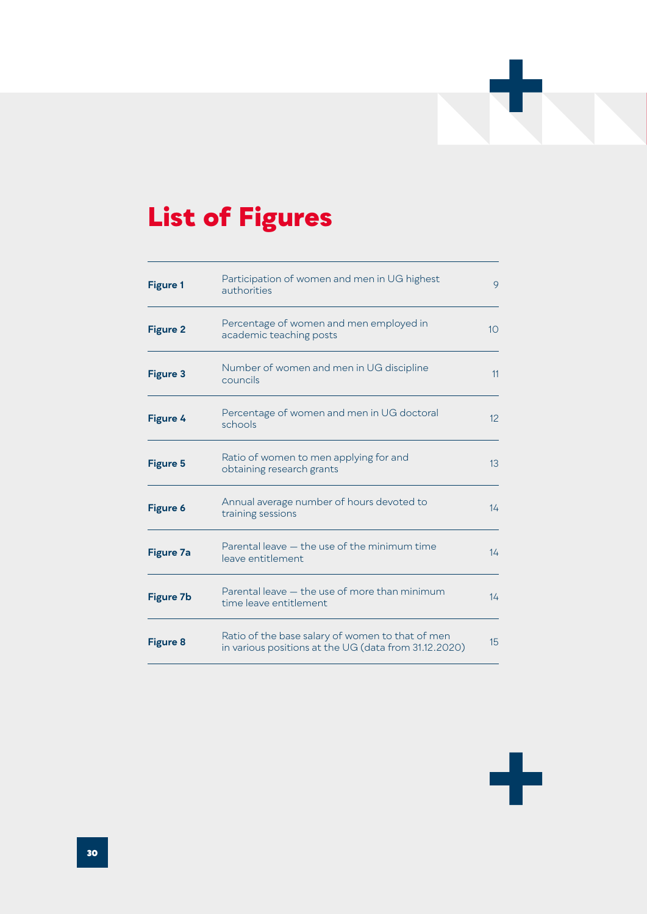# List of Figures

| | | |
|---|---|---|
| **Figure 1** | Participation of women and men in UG highest authorities | 9 |
| **Figure 2** | Percentage of women and men employed in academic teaching posts | 10 |
| **Figure 3** | Number of women and men in UG discipline councils | 11 |
| **Figure 4** | Percentage of women and men in UG doctoral schools | 12 |
| **Figure 5** | Ratio of women to men applying for and obtaining research grants | 13 |
| **Figure 6** | Annual average number of hours devoted to training sessions | 14 |
| **Figure 7a** | Parental leave — the use of the minimum time leave entitlement | 14 |
| **Figure 7b** | Parental leave — the use of more than minimum time leave entitlement | 14 |
| **Figure 8** | Ratio of the base salary of women to that of men in various positions at the UG (data from 31.12.2020) | 15 |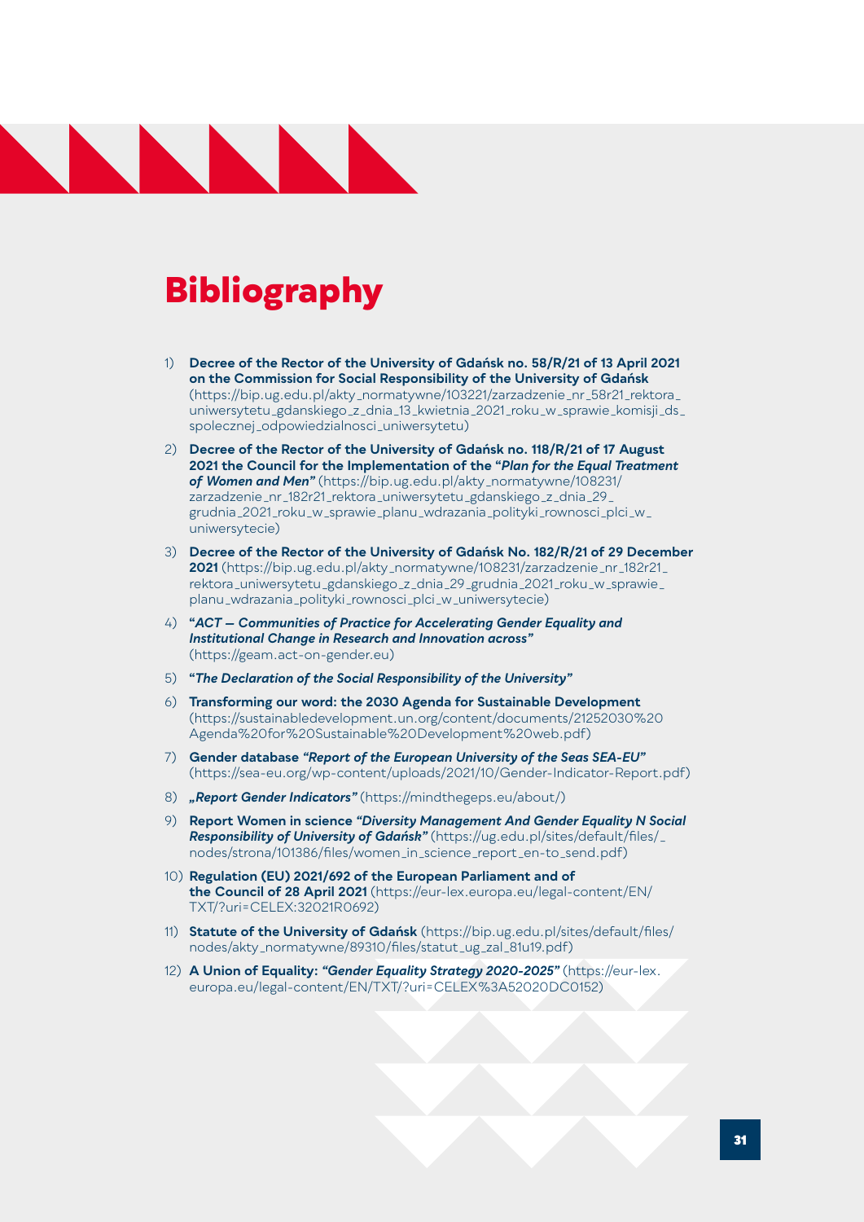# Bibliography

1) **Decree of the Rector of the University of Gdańsk no. 58/R/21 of 13 April 2021 on the Commission for Social Responsibility of the University of Gdańsk** (https://bip.ug.edu.pl/akty_normatywne/103221/zarzadzenie_nr_58r21_rektora_uniwersytetu_gdanskiego_z_dnia_13_kwietnia_2021_roku_w_sprawie_komisji_ds_spolecznej_odpowiedzialnosci_uniwersytetu)
2) **Decree of the Rector of the University of Gdańsk no. 118/R/21 of 17 August 2021 the Council for the Implementation of the "*Plan for the Equal Treatment of Women and Men*"** (https://bip.ug.edu.pl/akty_normatywne/108231/zarzadzenie_nr_182r21_rektora_uniwersytetu_gdanskiego_z_dnia_29_grudnia_2021_roku_w_sprawie_planu_wdrazania_polityki_rownosci_plci_w_uniwersytecie)
3) **Decree of the Rector of the University of Gdańsk No. 182/R/21 of 29 December 2021** (https://bip.ug.edu.pl/akty_normatywne/108231/zarzadzenie_nr_182r21_rektora_uniwersytetu_gdanskiego_z_dnia_29_grudnia_2021_roku_w_sprawie_planu_wdrazania_polityki_rownosci_plci_w_uniwersytecie)
4) **"*ACT – Communities of Practice for Accelerating Gender Equality and Institutional Change in Research and Innovation across*"** (https://geam.act-on-gender.eu)
5) **"*The Declaration of the Social Responsibility of the University*"**
6) **Transforming our word: the 2030 Agenda for Sustainable Development** (https://sustainabledevelopment.un.org/content/documents/21252030%20Agenda%20for%20Sustainable%20Development%20web.pdf)
7) **Gender database *"Report of the European University of the Seas SEA-EU"*** (https://sea-eu.org/wp-content/uploads/2021/10/Gender-Indicator-Report.pdf)
8) ***„Report Gender Indicators"*** (https://mindthegeps.eu/about/)
9) **Report Women in science *"Diversity Management And Gender Equality N Social Responsibility of University of Gdańsk"*** (https://ug.edu.pl/sites/default/files/_nodes/strona/101386/files/women_in_science_report_en-to_send.pdf)
10) **Regulation (EU) 2021/692 of the European Parliament and of the Council of 28 April 2021** (https://eur-lex.europa.eu/legal-content/EN/TXT/?uri=CELEX:32021R0692)
11) **Statute of the University of Gdańsk** (https://bip.ug.edu.pl/sites/default/files/nodes/akty_normatywne/89310/files/statut_ug_zal_81u19.pdf)
12) **A Union of Equality: *"Gender Equality Strategy 2020-2025"*** (https://eur-lex.europa.eu/legal-content/EN/TXT/?uri=CELEX%3A52020DC0152)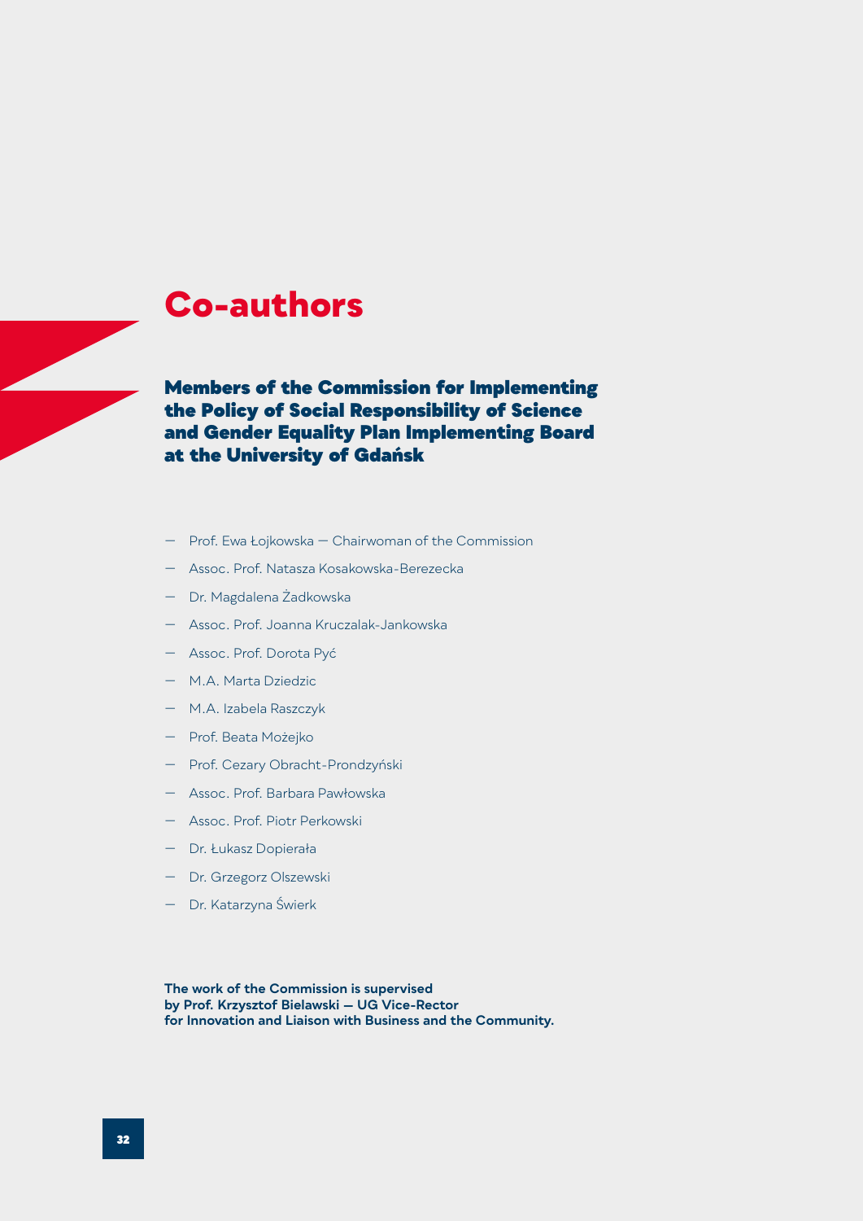# Co-authors

### Members of the Commission for Implementing the Policy of Social Responsibility of Science and Gender Equality Plan Implementing Board at the University of Gdańsk

- Prof. Ewa Łojkowska — Chairwoman of the Commission
- Assoc. Prof. Natasza Kosakowska-Berezecka
- Dr. Magdalena Żadkowska
- Assoc. Prof. Joanna Kruczalak-Jankowska
- Assoc. Prof. Dorota Pyć
- M.A. Marta Dziedzic
- M.A. Izabela Raszczyk
- Prof. Beata Możejko
- Prof. Cezary Obracht-Prondzyński
- Assoc. Prof. Barbara Pawłowska
- Assoc. Prof. Piotr Perkowski
- Dr. Łukasz Dopierała
- Dr. Grzegorz Olszewski
- Dr. Katarzyna Świerk

**The work of the Commission is supervised by Prof. Krzysztof Bielawski — UG Vice-Rector for Innovation and Liaison with Business and the Community.**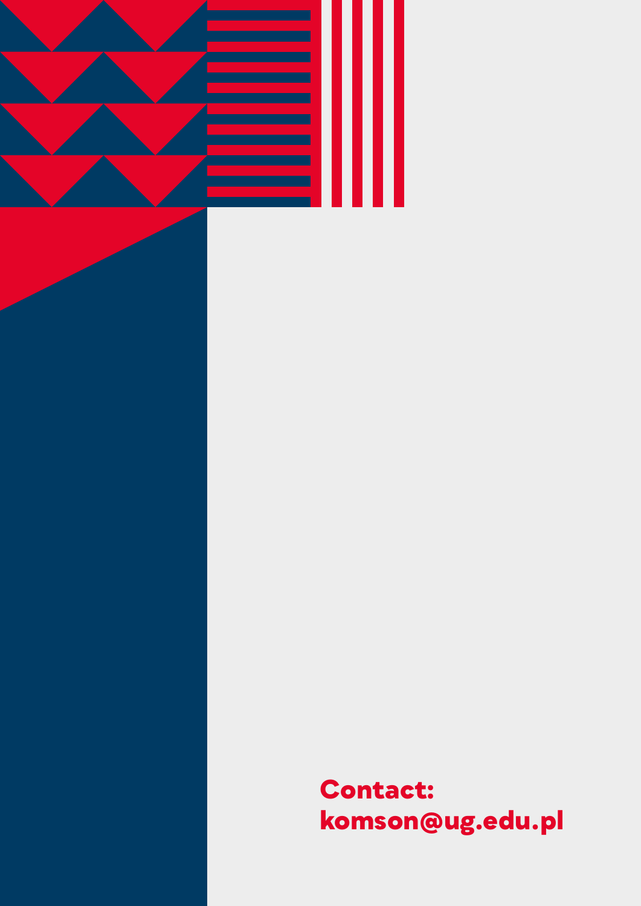**Contact:**
**komson@ug.edu.pl**